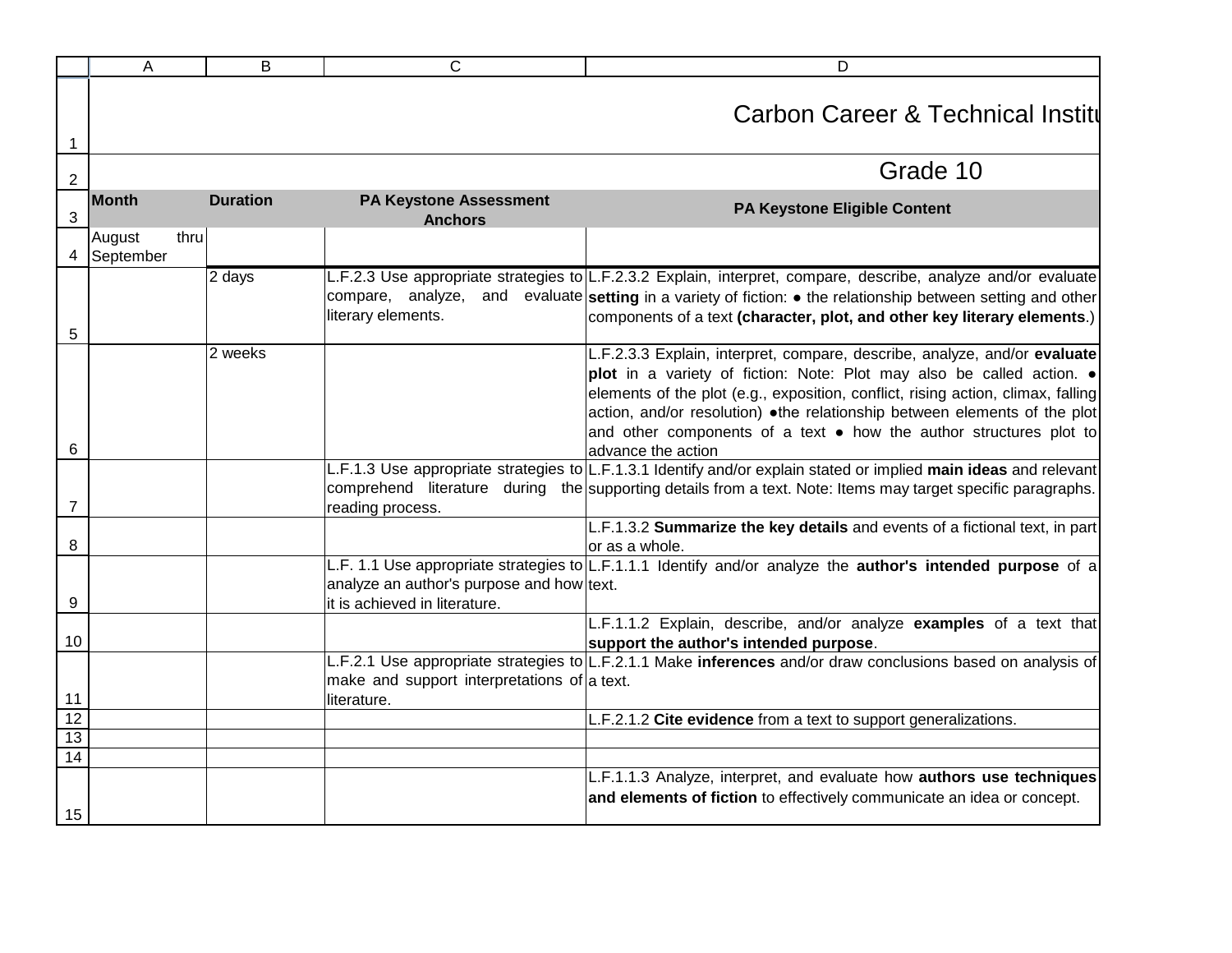# Carbon Career & Technical Institu

## Grade 10

| Month | Duration | PA Keystone Assessment Anchors | PA Keystone Eligible Content |
|---|---|---|---|
| August thru September | | | |
| | 2 days | L.F.2.3 Use appropriate strategies to compare, analyze, and evaluate literary elements. | L.F.2.3.2 Explain, interpret, compare, describe, analyze and/or evaluate **setting** in a variety of fiction: ● the relationship between setting and other components of a text **(character, plot, and other key literary elements**.) |
| | 2 weeks | | L.F.2.3.3 Explain, interpret, compare, describe, analyze, and/or **evaluate plot** in a variety of fiction: Note: Plot may also be called action. ● elements of the plot (e.g., exposition, conflict, rising action, climax, falling action, and/or resolution) ●the relationship between elements of the plot and other components of a text ● how the author structures plot to advance the action |
| | | L.F.1.3 Use appropriate strategies to comprehend literature during the reading process. | L.F.1.3.1 Identify and/or explain stated or implied **main ideas** and relevant supporting details from a text. Note: Items may target specific paragraphs. |
| | | | L.F.1.3.2 **Summarize the key details** and events of a fictional text, in part or as a whole. |
| | | L.F. 1.1 Use appropriate strategies to analyze an author's purpose and how it is achieved in literature. | L.F.1.1.1 Identify and/or analyze the **author's intended purpose** of a text. |
| | | | L.F.1.1.2 Explain, describe, and/or analyze **examples** of a text that **support the author's intended purpose**. |
| | | L.F.2.1 Use appropriate strategies to make and support interpretations of literature. | L.F.2.1.1 Make **inferences** and/or draw conclusions based on analysis of a text. |
| | | | L.F.2.1.2 **Cite evidence** from a text to support generalizations. |
| | | | |
| | | | |
| | | | L.F.1.1.3 Analyze, interpret, and evaluate how **authors use techniques and elements of fiction** to effectively communicate an idea or concept. |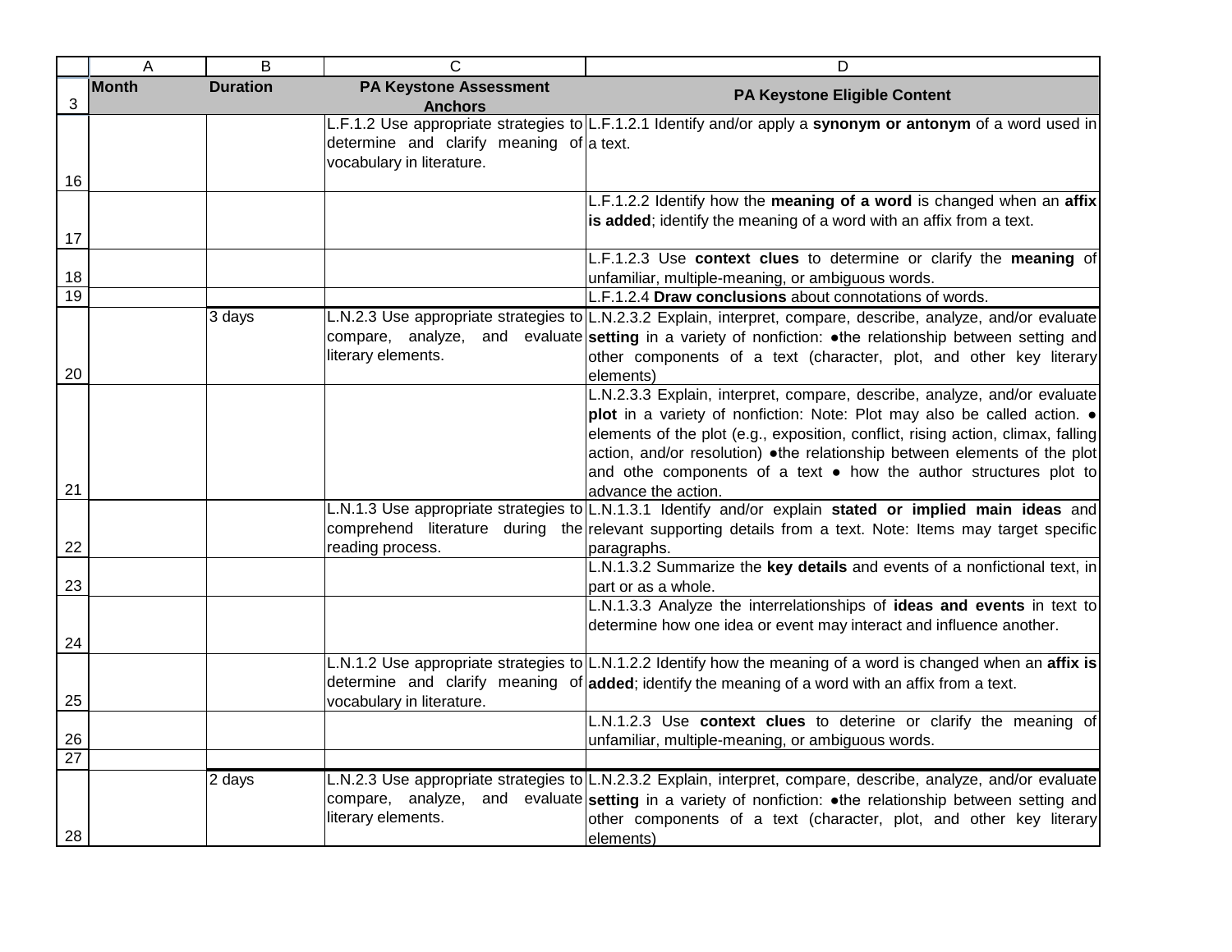| | A | B | C | D |
|---|---|---|---|---|
| 3 | Month | Duration | PA Keystone Assessment Anchors | PA Keystone Eligible Content |
| 16 | | | L.F.1.2 Use appropriate strategies to determine and clarify meaning of vocabulary in literature. | L.F.1.2.1 Identify and/or apply a **synonym or antonym** of a word used in a text. |
| 17 | | | | L.F.1.2.2 Identify how the **meaning of a word** is changed when an **affix is added**; identify the meaning of a word with an affix from a text. |
| 18 | | | | L.F.1.2.3 Use **context clues** to determine or clarify the **meaning** of unfamiliar, multiple-meaning, or ambiguous words. |
| 19 | | | | L.F.1.2.4 **Draw conclusions** about connotations of words. |
| 20 | | 3 days | L.N.2.3 Use appropriate strategies to compare, analyze, and evaluate literary elements. | L.N.2.3.2 Explain, interpret, compare, describe, analyze, and/or evaluate **setting** in a variety of nonfiction: ●the relationship between setting and other components of a text (character, plot, and other key literary elements) |
| 21 | | | | L.N.2.3.3 Explain, interpret, compare, describe, analyze, and/or evaluate **plot** in a variety of nonfiction: Note: Plot may also be called action. ● elements of the plot (e.g., exposition, conflict, rising action, climax, falling action, and/or resolution) ●the relationship between elements of the plot and othe components of a text ● how the author structures plot to advance the action. |
| 22 | | | L.N.1.3 Use appropriate strategies to comprehend literature during the reading process. | L.N.1.3.1 Identify and/or explain **stated or implied main ideas** and relevant supporting details from a text. Note: Items may target specific paragraphs. |
| 23 | | | | L.N.1.3.2 Summarize the **key details** and events of a nonfictional text, in part or as a whole. |
| 24 | | | | L.N.1.3.3 Analyze the interrelationships of **ideas and events** in text to determine how one idea or event may interact and influence another. |
| 25 | | | L.N.1.2 Use appropriate strategies to determine and clarify meaning of vocabulary in literature. | L.N.1.2.2 Identify how the meaning of a word is changed when an **affix is added**; identify the meaning of a word with an affix from a text. |
| 26 | | | | L.N.1.2.3 Use **context clues** to deterine or clarify the meaning of unfamiliar, multiple-meaning, or ambiguous words. |
| 27 | | | | |
| 28 | | 2 days | L.N.2.3 Use appropriate strategies to compare, analyze, and evaluate literary elements. | L.N.2.3.2 Explain, interpret, compare, describe, analyze, and/or evaluate **setting** in a variety of nonfiction: ●the relationship between setting and other components of a text (character, plot, and other key literary elements) |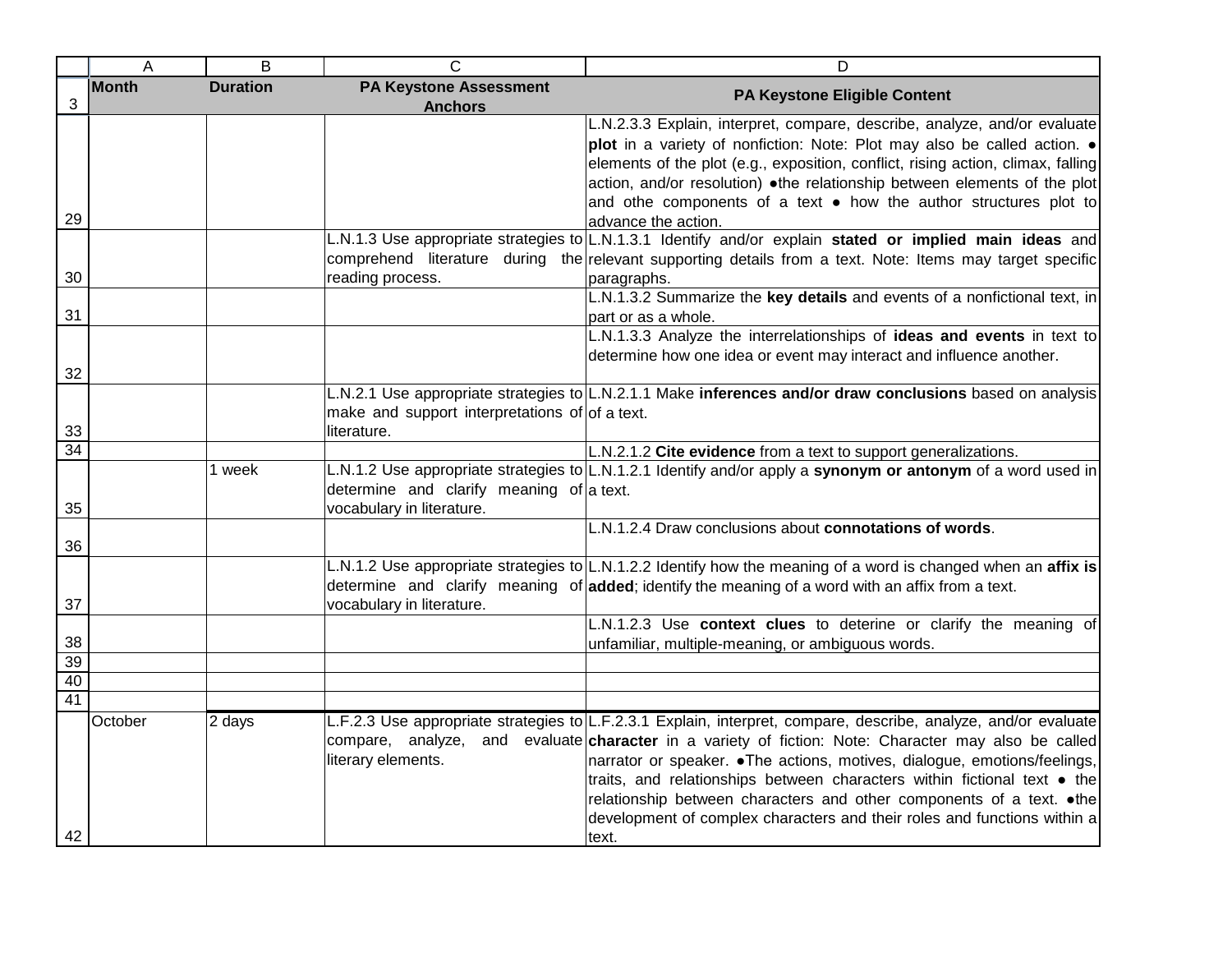| Month | Duration | PA Keystone Assessment Anchors | PA Keystone Eligible Content |
|---|---|---|---|
| | | | L.N.2.3.3 Explain, interpret, compare, describe, analyze, and/or evaluate **plot** in a variety of nonfiction: Note: Plot may also be called action. ● elements of the plot (e.g., exposition, conflict, rising action, climax, falling action, and/or resolution) ●the relationship between elements of the plot and othe components of a text ● how the author structures plot to advance the action. |
| | | L.N.1.3 Use appropriate strategies to comprehend literature during the reading process. | L.N.1.3.1 Identify and/or explain **stated or implied main ideas** and relevant supporting details from a text. Note: Items may target specific paragraphs. |
| | | | L.N.1.3.2 Summarize the **key details** and events of a nonfictional text, in part or as a whole. |
| | | | L.N.1.3.3 Analyze the interrelationships of **ideas and events** in text to determine how one idea or event may interact and influence another. |
| | | L.N.2.1 Use appropriate strategies to make and support interpretations of literature. | L.N.2.1.1 Make **inferences and/or draw conclusions** based on analysis of a text. |
| | | | L.N.2.1.2 **Cite evidence** from a text to support generalizations. |
| | 1 week | L.N.1.2 Use appropriate strategies to determine and clarify meaning of vocabulary in literature. | L.N.1.2.1 Identify and/or apply a **synonym or antonym** of a word used in a text. |
| | | | L.N.1.2.4 Draw conclusions about **connotations of words**. |
| | | L.N.1.2 Use appropriate strategies to determine and clarify meaning of vocabulary in literature. | L.N.1.2.2 Identify how the meaning of a word is changed when an **affix is added**; identify the meaning of a word with an affix from a text. |
| | | | L.N.1.2.3 Use **context clues** to deterine or clarify the meaning of unfamiliar, multiple-meaning, or ambiguous words. |
| | | | |
| | | | |
| | | | |
| October | 2 days | L.F.2.3 Use appropriate strategies to compare, analyze, and evaluate literary elements. | L.F.2.3.1 Explain, interpret, compare, describe, analyze, and/or evaluate **character** in a variety of fiction: Note: Character may also be called narrator or speaker. ●The actions, motives, dialogue, emotions/feelings, traits, and relationships between characters within fictional text ● the relationship between characters and other components of a text. ●the development of complex characters and their roles and functions within a text. |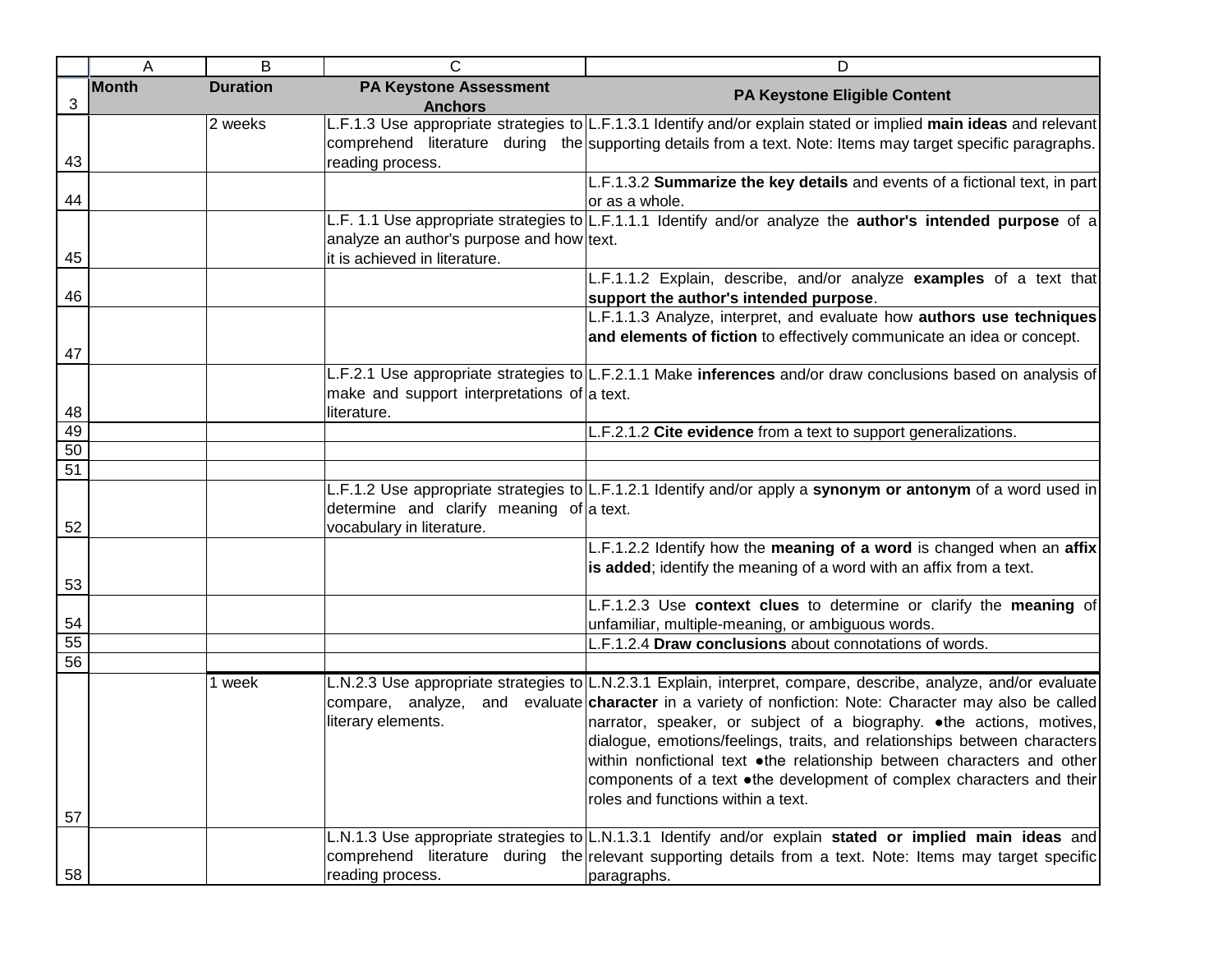| Month | Duration | PA Keystone Assessment Anchors | PA Keystone Eligible Content |
| --- | --- | --- | --- |
| | 2 weeks | L.F.1.3 Use appropriate strategies to comprehend literature during the reading process. | L.F.1.3.1 Identify and/or explain stated or implied **main ideas** and relevant supporting details from a text. Note: Items may target specific paragraphs. |
| | | | L.F.1.3.2 **Summarize the key details** and events of a fictional text, in part or as a whole. |
| | | L.F. 1.1 Use appropriate strategies to analyze an author's purpose and how it is achieved in literature. | L.F.1.1.1 Identify and/or analyze the **author's intended purpose** of a text. |
| | | | L.F.1.1.2 Explain, describe, and/or analyze **examples** of a text that **support the author's intended purpose**. |
| | | | L.F.1.1.3 Analyze, interpret, and evaluate how **authors use techniques and elements of fiction** to effectively communicate an idea or concept. |
| | | L.F.2.1 Use appropriate strategies to make and support interpretations of literature. | L.F.2.1.1 Make **inferences** and/or draw conclusions based on analysis of a text. |
| | | | L.F.2.1.2 **Cite evidence** from a text to support generalizations. |
| | | | |
| | | | |
| | | L.F.1.2 Use appropriate strategies to determine and clarify meaning of vocabulary in literature. | L.F.1.2.1 Identify and/or apply a **synonym or antonym** of a word used in a text. |
| | | | L.F.1.2.2 Identify how the **meaning of a word** is changed when an **affix is added**; identify the meaning of a word with an affix from a text. |
| | | | L.F.1.2.3 Use **context clues** to determine or clarify the **meaning** of unfamiliar, multiple-meaning, or ambiguous words. |
| | | | L.F.1.2.4 **Draw conclusions** about connotations of words. |
| | | | |
| | 1 week | L.N.2.3 Use appropriate strategies to compare, analyze, and evaluate literary elements. | L.N.2.3.1 Explain, interpret, compare, describe, analyze, and/or evaluate **character** in a variety of nonfiction: Note: Character may also be called narrator, speaker, or subject of a biography. ●the actions, motives, dialogue, emotions/feelings, traits, and relationships between characters within nonfictional text ●the relationship between characters and other components of a text ●the development of complex characters and their roles and functions within a text. |
| | | L.N.1.3 Use appropriate strategies to comprehend literature during the reading process. | L.N.1.3.1 Identify and/or explain **stated or implied main ideas** and relevant supporting details from a text. Note: Items may target specific paragraphs. |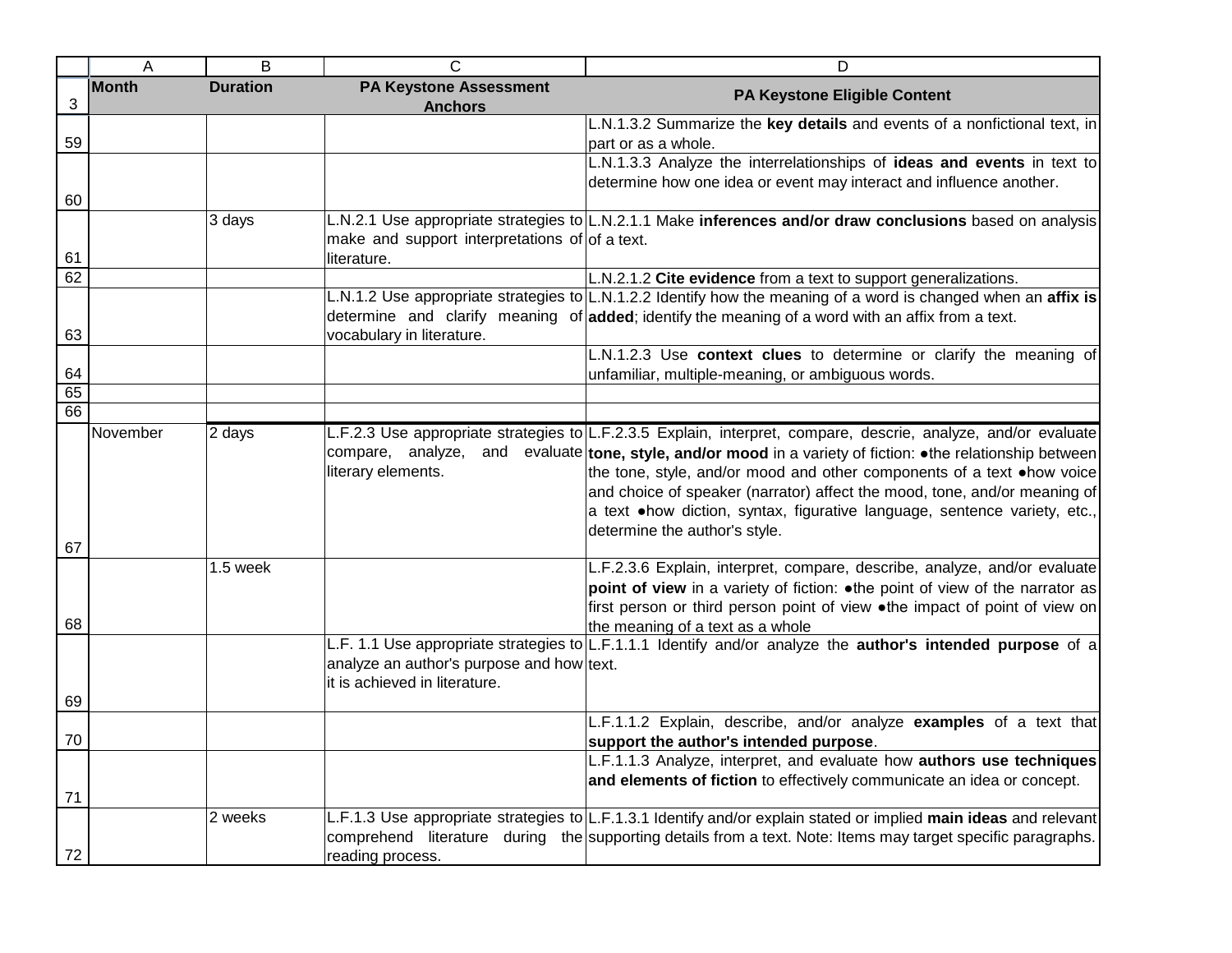| Month | Duration | PA Keystone Assessment Anchors | PA Keystone Eligible Content |
|---|---|---|---|
| | | | L.N.1.3.2 Summarize the **key details** and events of a nonfictional text, in part or as a whole. |
| | | | L.N.1.3.3 Analyze the interrelationships of **ideas and events** in text to determine how one idea or event may interact and influence another. |
| | 3 days | L.N.2.1 Use appropriate strategies to make and support interpretations of literature. | L.N.2.1.1 Make **inferences and/or draw conclusions** based on analysis of a text. |
| | | | L.N.2.1.2 **Cite evidence** from a text to support generalizations. |
| | | L.N.1.2 Use appropriate strategies to determine and clarify meaning of vocabulary in literature. | L.N.1.2.2 Identify how the meaning of a word is changed when an **affix is added**; identify the meaning of a word with an affix from a text. |
| | | | L.N.1.2.3 Use **context clues** to determine or clarify the meaning of unfamiliar, multiple-meaning, or ambiguous words. |
| | | | |
| | | | |
| November | 2 days | L.F.2.3 Use appropriate strategies to compare, analyze, and evaluate literary elements. | L.F.2.3.5 Explain, interpret, compare, descrie, analyze, and/or evaluate **tone, style, and/or mood** in a variety of fiction: ●the relationship between the tone, style, and/or mood and other components of a text ●how voice and choice of speaker (narrator) affect the mood, tone, and/or meaning of a text ●how diction, syntax, figurative language, sentence variety, etc., determine the author's style. |
| | 1.5 week | | L.F.2.3.6 Explain, interpret, compare, describe, analyze, and/or evaluate **point of view** in a variety of fiction: ●the point of view of the narrator as first person or third person point of view ●the impact of point of view on the meaning of a text as a whole |
| | | L.F. 1.1 Use appropriate strategies to analyze an author's purpose and how it is achieved in literature. | L.F.1.1.1 Identify and/or analyze the **author's intended purpose** of a text. |
| | | | L.F.1.1.2 Explain, describe, and/or analyze **examples** of a text that **support the author's intended purpose**. |
| | | | L.F.1.1.3 Analyze, interpret, and evaluate how **authors use techniques and elements of fiction** to effectively communicate an idea or concept. |
| | 2 weeks | L.F.1.3 Use appropriate strategies to comprehend literature during the reading process. | L.F.1.3.1 Identify and/or explain stated or implied **main ideas** and relevant supporting details from a text. Note: Items may target specific paragraphs. |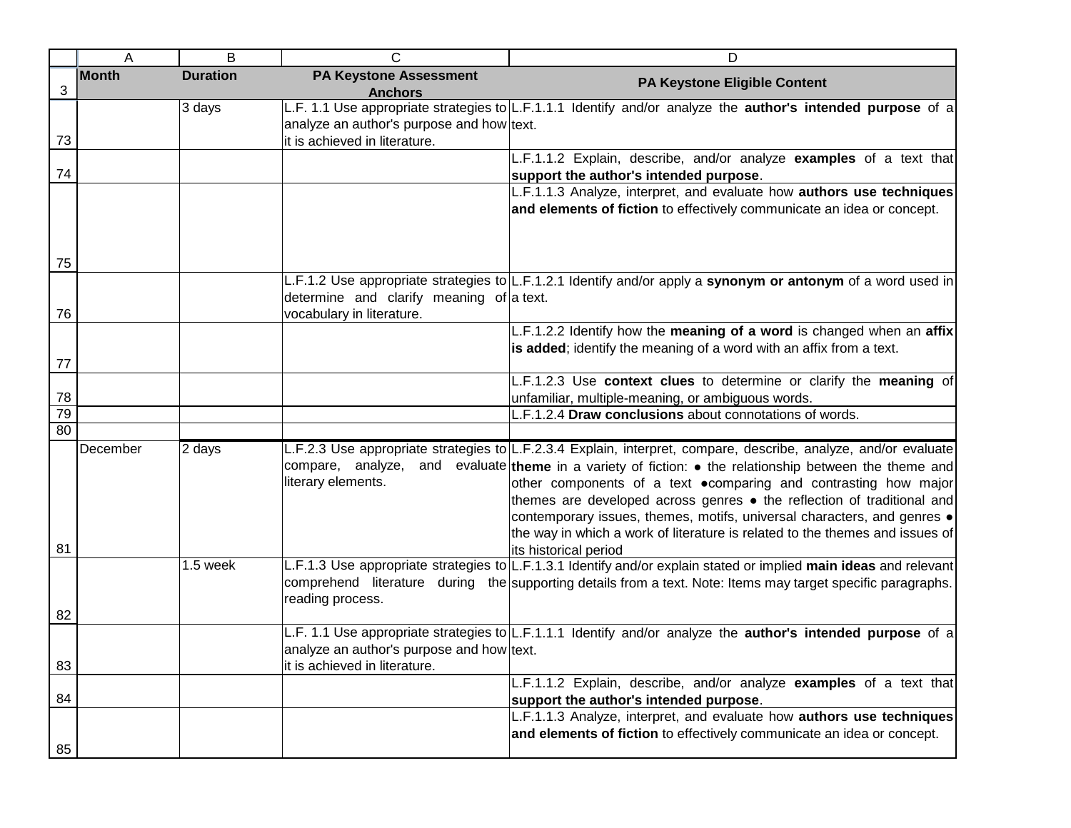| Month | Duration | PA Keystone Assessment Anchors | PA Keystone Eligible Content |
|---|---|---|---|
| | 3 days | L.F. 1.1 Use appropriate strategies to analyze an author's purpose and how it is achieved in literature. | L.F.1.1.1 Identify and/or analyze the **author's intended purpose** of a text. |
| | | | L.F.1.1.2 Explain, describe, and/or analyze **examples** of a text that **support the author's intended purpose**. |
| | | | L.F.1.1.3 Analyze, interpret, and evaluate how **authors use techniques and elements of fiction** to effectively communicate an idea or concept. |
| | | L.F.1.2 Use appropriate strategies to determine and clarify meaning of vocabulary in literature. | L.F.1.2.1 Identify and/or apply a **synonym or antonym** of a word used in a text. |
| | | | L.F.1.2.2 Identify how the **meaning of a word** is changed when an **affix is added**; identify the meaning of a word with an affix from a text. |
| | | | L.F.1.2.3 Use **context clues** to determine or clarify the **meaning** of unfamiliar, multiple-meaning, or ambiguous words. |
| | | | L.F.1.2.4 **Draw conclusions** about connotations of words. |
| | | | |
| December | 2 days | L.F.2.3 Use appropriate strategies to compare, analyze, and evaluate literary elements. | L.F.2.3.4 Explain, interpret, compare, describe, analyze, and/or evaluate **theme** in a variety of fiction: ● the relationship between the theme and other components of a text ●comparing and contrasting how major themes are developed across genres ● the reflection of traditional and contemporary issues, themes, motifs, universal characters, and genres ● the way in which a work of literature is related to the themes and issues of its historical period |
| | 1.5 week | L.F.1.3 Use appropriate strategies to comprehend literature during the reading process. | L.F.1.3.1 Identify and/or explain stated or implied **main ideas** and relevant supporting details from a text. Note: Items may target specific paragraphs. |
| | | L.F. 1.1 Use appropriate strategies to analyze an author's purpose and how it is achieved in literature. | L.F.1.1.1 Identify and/or analyze the **author's intended purpose** of a text. |
| | | | L.F.1.1.2 Explain, describe, and/or analyze **examples** of a text that **support the author's intended purpose**. |
| | | | L.F.1.1.3 Analyze, interpret, and evaluate how **authors use techniques and elements of fiction** to effectively communicate an idea or concept. |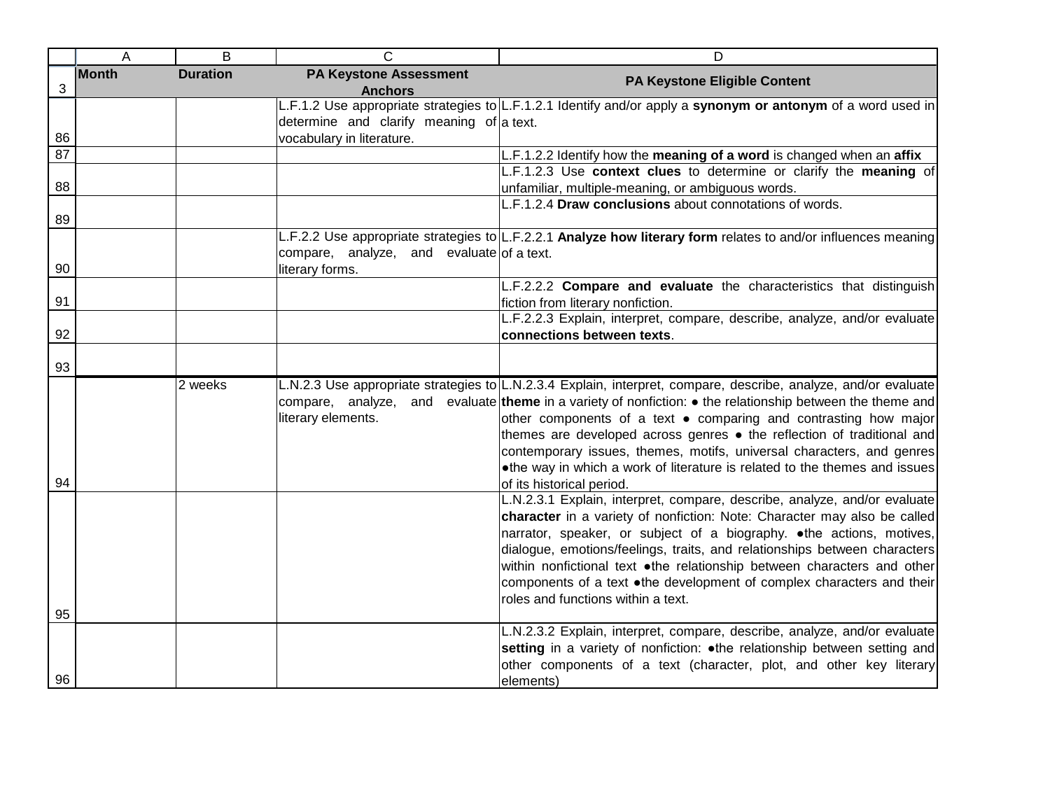| Month | Duration | PA Keystone Assessment Anchors | PA Keystone Eligible Content |
|---|---|---|---|
| | | L.F.1.2 Use appropriate strategies to determine and clarify meaning of vocabulary in literature. | L.F.1.2.1 Identify and/or apply a **synonym or antonym** of a word used in a text. |
| | | | L.F.1.2.2 Identify how the **meaning of a word** is changed when an **affix** |
| | | | L.F.1.2.3 Use **context clues** to determine or clarify the **meaning** of unfamiliar, multiple-meaning, or ambiguous words. |
| | | | L.F.1.2.4 **Draw conclusions** about connotations of words. |
| | | L.F.2.2 Use appropriate strategies to compare, analyze, and evaluate literary forms. | L.F.2.2.1 **Analyze how literary form** relates to and/or influences meaning of a text. |
| | | | L.F.2.2.2 **Compare and evaluate** the characteristics that distinguish fiction from literary nonfiction. |
| | | | L.F.2.2.3 Explain, interpret, compare, describe, analyze, and/or evaluate **connections between texts**. |
| | | | |
| | 2 weeks | L.N.2.3 Use appropriate strategies to compare, analyze, and evaluate literary elements. | L.N.2.3.4 Explain, interpret, compare, describe, analyze, and/or evaluate **theme** in a variety of nonfiction: ● the relationship between the theme and other components of a text ● comparing and contrasting how major themes are developed across genres ● the reflection of traditional and contemporary issues, themes, motifs, universal characters, and genres ●the way in which a work of literature is related to the themes and issues of its historical period. |
| | | | L.N.2.3.1 Explain, interpret, compare, describe, analyze, and/or evaluate **character** in a variety of nonfiction: Note: Character may also be called narrator, speaker, or subject of a biography. ●the actions, motives, dialogue, emotions/feelings, traits, and relationships between characters within nonfictional text ●the relationship between characters and other components of a text ●the development of complex characters and their roles and functions within a text. |
| | | | L.N.2.3.2 Explain, interpret, compare, describe, analyze, and/or evaluate **setting** in a variety of nonfiction: ●the relationship between setting and other components of a text (character, plot, and other key literary elements) |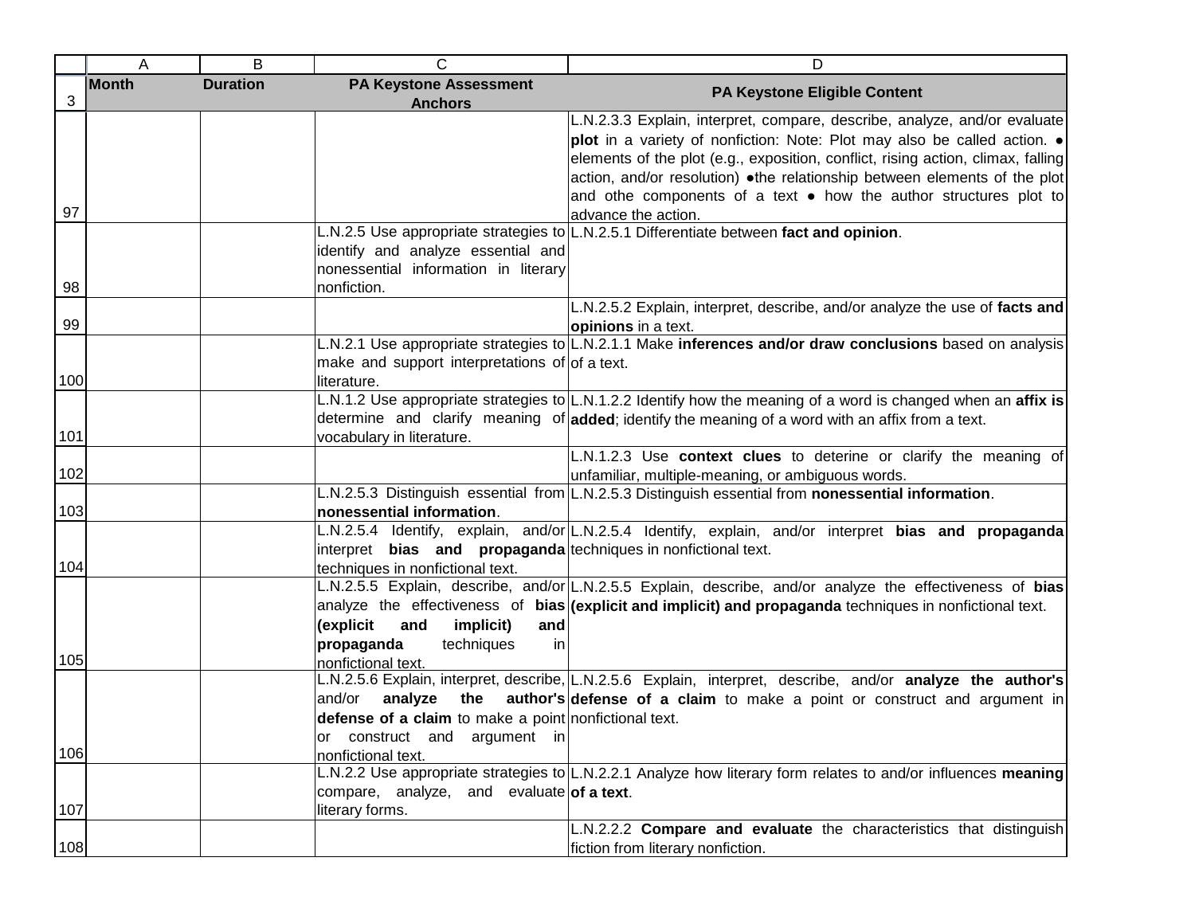| | Month | Duration | PA Keystone Assessment Anchors | PA Keystone Eligible Content |
|---|---|---|---|---|
| 97 | | | | L.N.2.3.3 Explain, interpret, compare, describe, analyze, and/or evaluate **plot** in a variety of nonfiction: Note: Plot may also be called action. • elements of the plot (e.g., exposition, conflict, rising action, climax, falling action, and/or resolution) •the relationship between elements of the plot and othe components of a text • how the author structures plot to advance the action. |
| 98 | | | L.N.2.5 Use appropriate strategies to identify and analyze essential and nonessential information in literary nonfiction. | L.N.2.5.1 Differentiate between **fact and opinion**. |
| 99 | | | | L.N.2.5.2 Explain, interpret, describe, and/or analyze the use of **facts and opinions** in a text. |
| 100 | | | L.N.2.1 Use appropriate strategies to make and support interpretations of literature. | L.N.2.1.1 Make **inferences and/or draw conclusions** based on analysis of a text. |
| 101 | | | L.N.1.2 Use appropriate strategies to determine and clarify meaning of vocabulary in literature. | L.N.1.2.2 Identify how the meaning of a word is changed when an **affix is added**; identify the meaning of a word with an affix from a text. |
| 102 | | | | L.N.1.2.3 Use **context clues** to deterine or clarify the meaning of unfamiliar, multiple-meaning, or ambiguous words. |
| 103 | | | L.N.2.5.3 Distinguish essential from **nonessential information**. | L.N.2.5.3 Distinguish essential from **nonessential information**. |
| 104 | | | L.N.2.5.4 Identify, explain, and/or interpret **bias and propaganda** techniques in nonfictional text. | L.N.2.5.4 Identify, explain, and/or interpret **bias and propaganda** techniques in nonfictional text. |
| 105 | | | L.N.2.5.5 Explain, describe, and/or analyze the effectiveness of **bias (explicit and implicit) and propaganda** techniques in nonfictional text. | L.N.2.5.5 Explain, describe, and/or analyze the effectiveness of **bias (explicit and implicit) and propaganda** techniques in nonfictional text. |
| 106 | | | L.N.2.5.6 Explain, interpret, describe, and/or **analyze the author's defense of a claim** to make a point or construct and argument in nonfictional text. | L.N.2.5.6 Explain, interpret, describe, and/or **analyze the author's defense of a claim** to make a point or construct and argument in nonfictional text. |
| 107 | | | L.N.2.2 Use appropriate strategies to compare, analyze, and evaluate literary forms. | L.N.2.2.1 Analyze how literary form relates to and/or influences **meaning of a text**. |
| 108 | | | | L.N.2.2.2 **Compare and evaluate** the characteristics that distinguish fiction from literary nonfiction. |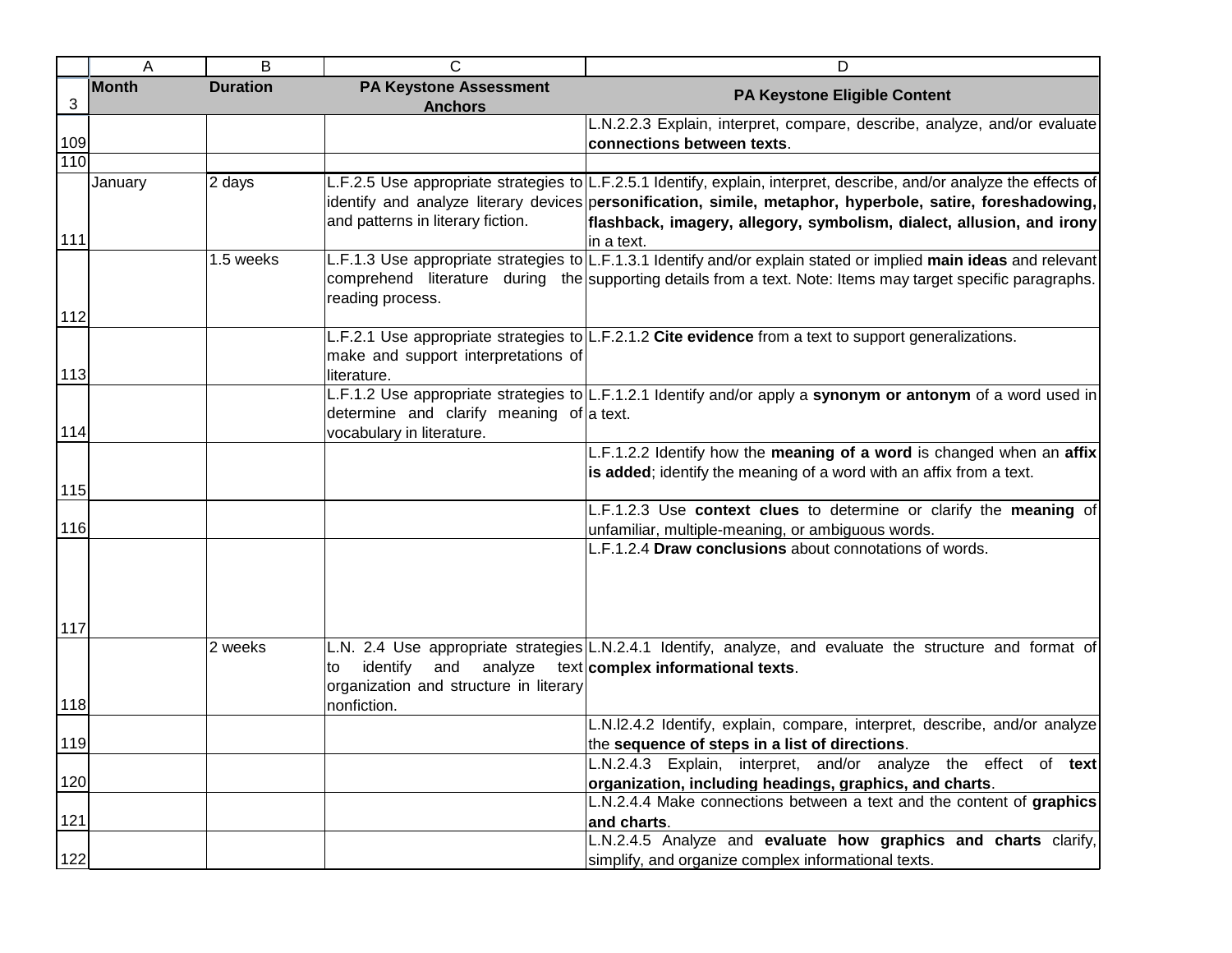| | A | B | C | D |
|---|---|---|---|---|
| 3 | **Month** | **Duration** | **PA Keystone Assessment Anchors** | **PA Keystone Eligible Content** |
| 109 | | | | L.N.2.2.3 Explain, interpret, compare, describe, analyze, and/or evaluate **connections between texts**. |
| 110 | | | | |
| 111 | January | 2 days | L.F.2.5 Use appropriate strategies to identify and analyze literary devices and patterns in literary fiction. | L.F.2.5.1 Identify, explain, interpret, describe, and/or analyze the effects of p**ersonification, simile, metaphor, hyperbole, satire, foreshadowing, flashback, imagery, allegory, symbolism, dialect, allusion, and irony** in a text. |
| 112 | | 1.5 weeks | L.F.1.3 Use appropriate strategies to comprehend literature during the reading process. | L.F.1.3.1 Identify and/or explain stated or implied **main ideas** and relevant supporting details from a text. Note: Items may target specific paragraphs. |
| 113 | | | L.F.2.1 Use appropriate strategies to make and support interpretations of literature. | L.F.2.1.2 **Cite evidence** from a text to support generalizations. |
| 114 | | | L.F.1.2 Use appropriate strategies to determine and clarify meaning of vocabulary in literature. | L.F.1.2.1 Identify and/or apply a **synonym or antonym** of a word used in a text. |
| 115 | | | | L.F.1.2.2 Identify how the **meaning of a word** is changed when an **affix is added**; identify the meaning of a word with an affix from a text. |
| 116 | | | | L.F.1.2.3 Use **context clues** to determine or clarify the **meaning** of unfamiliar, multiple-meaning, or ambiguous words. |
| 117 | | | | L.F.1.2.4 **Draw conclusions** about connotations of words. |
| 118 | | 2 weeks | L.N. 2.4 Use appropriate strategies to identify and analyze text organization and structure in literary nonfiction. | L.N.2.4.1 Identify, analyze, and evaluate the structure and format of **complex informational texts**. |
| 119 | | | | L.N.l2.4.2 Identify, explain, compare, interpret, describe, and/or analyze the **sequence of steps in a list of directions**. |
| 120 | | | | L.N.2.4.3 Explain, interpret, and/or analyze the effect of **text organization, including headings, graphics, and charts**. |
| 121 | | | | L.N.2.4.4 Make connections between a text and the content of **graphics and charts**. |
| 122 | | | | L.N.2.4.5 Analyze and **evaluate how graphics and charts** clarify, simplify, and organize complex informational texts. |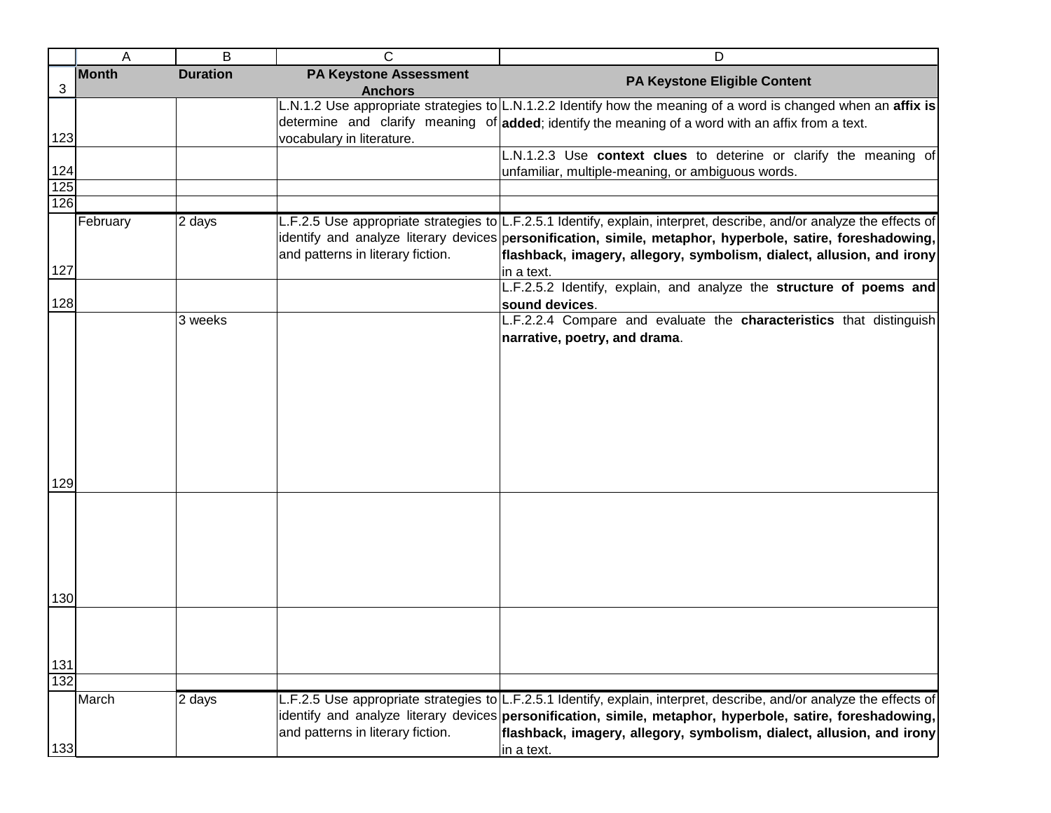| | Month | Duration | PA Keystone Assessment Anchors | PA Keystone Eligible Content |
|---|---|---|---|---|
| 123 | | | L.N.1.2 Use appropriate strategies to determine and clarify meaning of vocabulary in literature. | L.N.1.2.2 Identify how the meaning of a word is changed when an **affix is added**; identify the meaning of a word with an affix from a text. |
| 124 | | | | L.N.1.2.3 Use **context clues** to deterine or clarify the meaning of unfamiliar, multiple-meaning, or ambiguous words. |
| 125 | | | | |
| 126 | | | | |
| 127 | February | 2 days | L.F.2.5 Use appropriate strategies to identify and analyze literary devices and patterns in literary fiction. | L.F.2.5.1 Identify, explain, interpret, describe, and/or analyze the effects of **personification, simile, metaphor, hyperbole, satire, foreshadowing, flashback, imagery, allegory, symbolism, dialect, allusion, and irony** in a text. |
| 128 | | | | L.F.2.5.2 Identify, explain, and analyze the **structure of poems and sound devices**. |
| 129 | | 3 weeks | | L.F.2.2.4 Compare and evaluate the **characteristics** that distinguish **narrative, poetry, and drama**. |
| 130 | | | | |
| 131 | | | | |
| 132 | | | | |
| 133 | March | 2 days | L.F.2.5 Use appropriate strategies to identify and analyze literary devices and patterns in literary fiction. | L.F.2.5.1 Identify, explain, interpret, describe, and/or analyze the effects of **personification, simile, metaphor, hyperbole, satire, foreshadowing, flashback, imagery, allegory, symbolism, dialect, allusion, and irony** in a text. |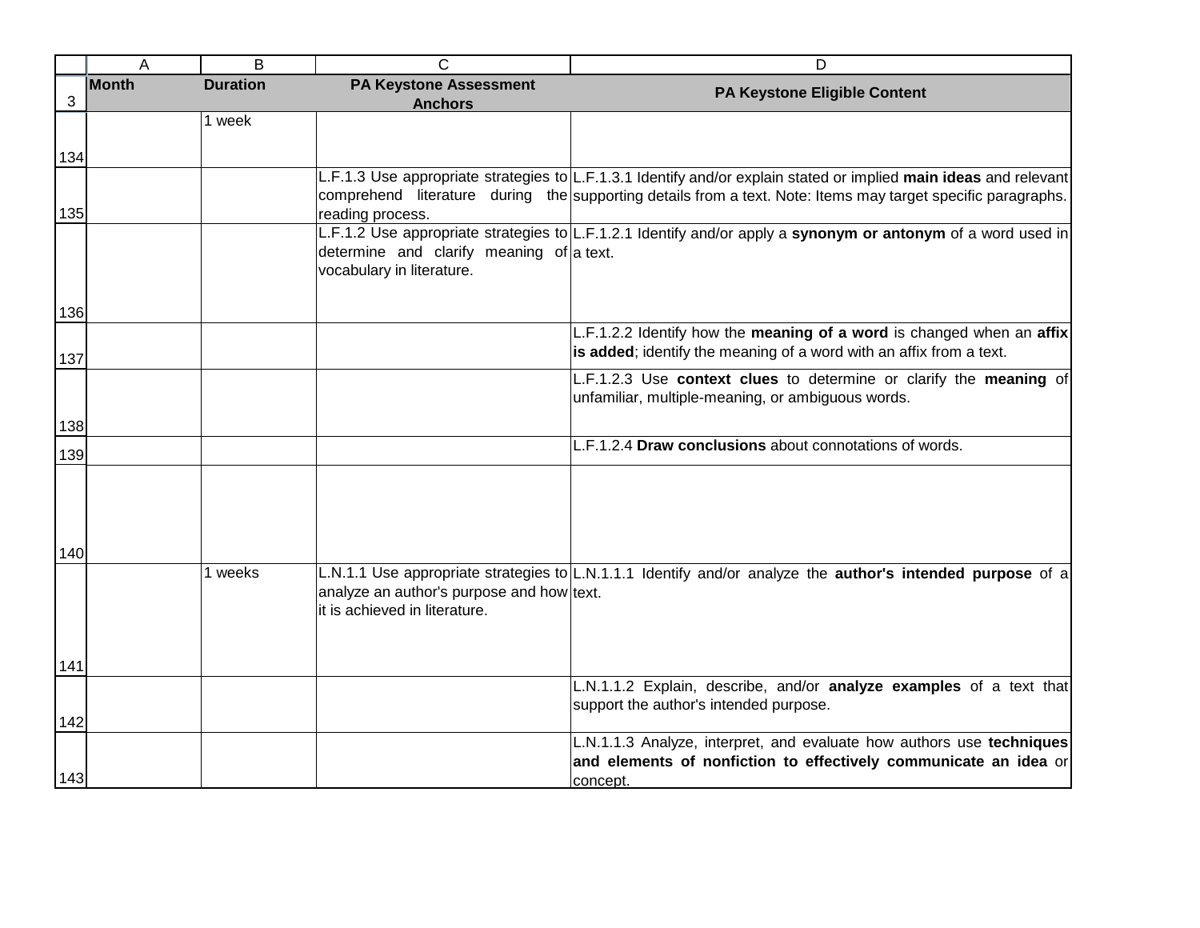| Month | Duration | PA Keystone Assessment Anchors | PA Keystone Eligible Content |
|---|---|---|---|
| | 1 week | | |
| | | L.F.1.3 Use appropriate strategies to comprehend literature during the reading process. | L.F.1.3.1 Identify and/or explain stated or implied **main ideas** and relevant supporting details from a text. Note: Items may target specific paragraphs. |
| | | L.F.1.2 Use appropriate strategies to determine and clarify meaning of vocabulary in literature. | L.F.1.2.1 Identify and/or apply a **synonym or antonym** of a word used in a text. |
| | | | L.F.1.2.2 Identify how the **meaning of a word** is changed when an **affix is added**; identify the meaning of a word with an affix from a text. |
| | | | L.F.1.2.3 Use **context clues** to determine or clarify the **meaning** of unfamiliar, multiple-meaning, or ambiguous words. |
| | | | L.F.1.2.4 **Draw conclusions** about connotations of words. |
| | | | |
| | 1 weeks | L.N.1.1 Use appropriate strategies to analyze an author's purpose and how it is achieved in literature. | L.N.1.1.1 Identify and/or analyze the **author's intended purpose** of a text. |
| | | | L.N.1.1.2 Explain, describe, and/or **analyze examples** of a text that support the author's intended purpose. |
| | | | L.N.1.1.3 Analyze, interpret, and evaluate how authors use **techniques and elements of nonfiction to effectively communicate an idea** or concept. |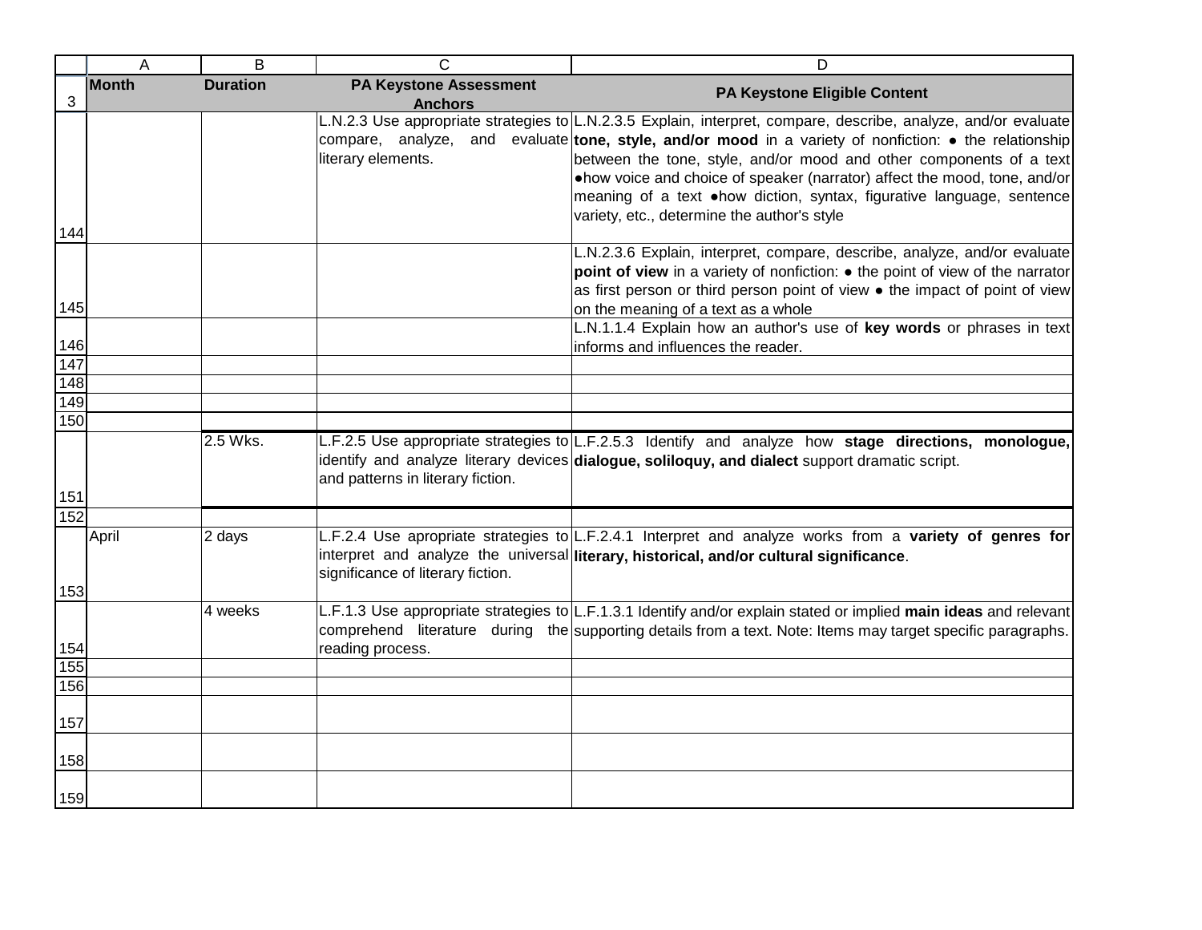| Month | Duration | PA Keystone Assessment Anchors | PA Keystone Eligible Content |
|---|---|---|---|
| | | L.N.2.3 Use appropriate strategies to compare, analyze, and evaluate literary elements. | L.N.2.3.5 Explain, interpret, compare, describe, analyze, and/or evaluate **tone, style, and/or mood** in a variety of nonfiction: ● the relationship between the tone, style, and/or mood and other components of a text ●how voice and choice of speaker (narrator) affect the mood, tone, and/or meaning of a text ●how diction, syntax, figurative language, sentence variety, etc., determine the author's style |
| | | | L.N.2.3.6 Explain, interpret, compare, describe, analyze, and/or evaluate **point of view** in a variety of nonfiction: ● the point of view of the narrator as first person or third person point of view ● the impact of point of view on the meaning of a text as a whole |
| | | | L.N.1.1.4 Explain how an author's use of **key words** or phrases in text informs and influences the reader. |
| | | | |
| | | | |
| | | | |
| | | | |
| | 2.5 Wks. | L.F.2.5 Use appropriate strategies to identify and analyze literary devices and patterns in literary fiction. | L.F.2.5.3 Identify and analyze how **stage directions, monologue, dialogue, soliloquy, and dialect** support dramatic script. |
| | | | |
| April | 2 days | L.F.2.4 Use apropriate strategies to interpret and analyze the universal significance of literary fiction. | L.F.2.4.1 Interpret and analyze works from a **variety of genres for literary, historical, and/or cultural significance**. |
| | 4 weeks | L.F.1.3 Use appropriate strategies to comprehend literature during the reading process. | L.F.1.3.1 Identify and/or explain stated or implied **main ideas** and relevant supporting details from a text. Note: Items may target specific paragraphs. |
| | | | |
| | | | |
| | | | |
| | | | |
| | | | |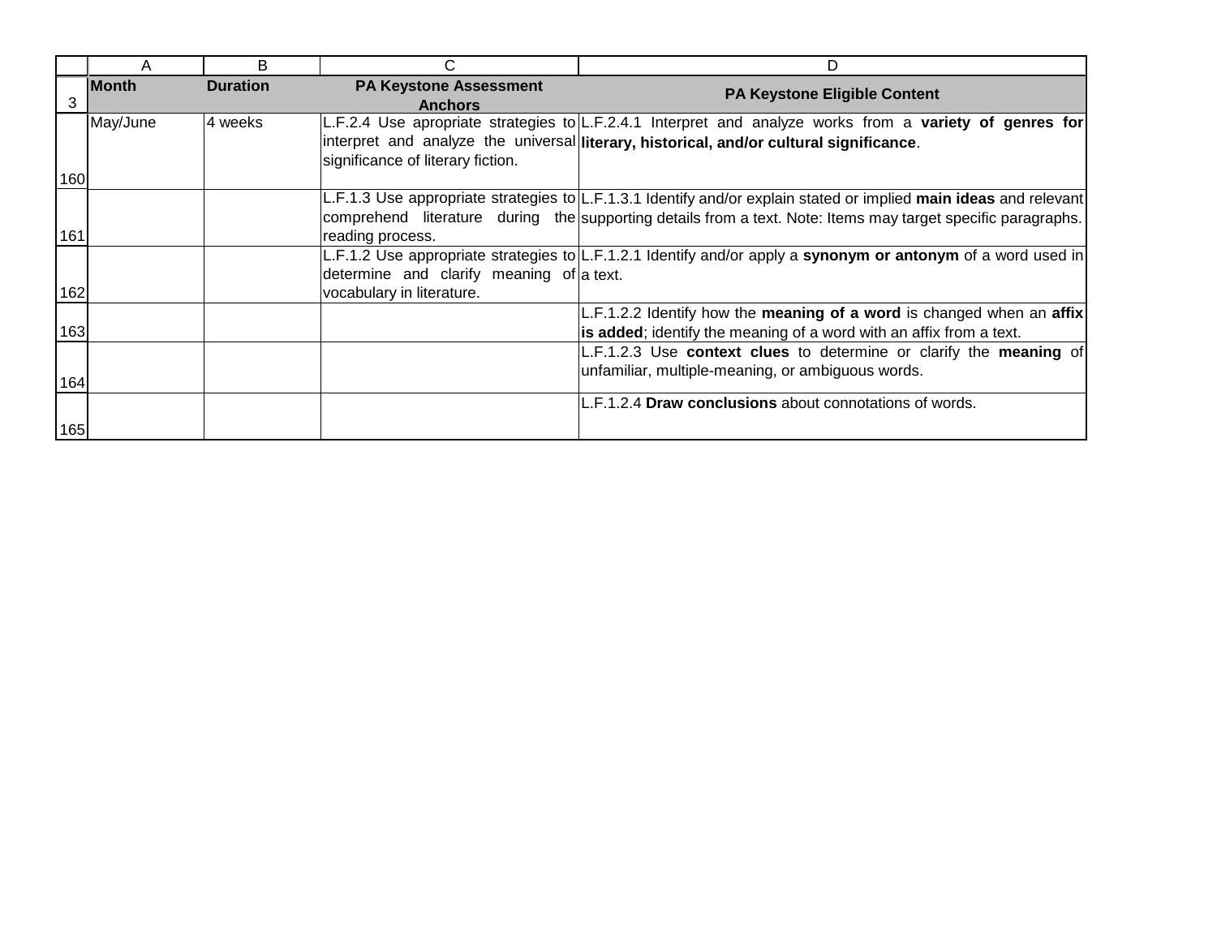| Month | Duration | PA Keystone Assessment Anchors | PA Keystone Eligible Content |
|---|---|---|---|
| May/June | 4 weeks | L.F.2.4 Use apropriate strategies to interpret and analyze the universal significance of literary fiction. | L.F.2.4.1 Interpret and analyze works from a **variety of genres for literary, historical, and/or cultural significance**. |
| | | L.F.1.3 Use appropriate strategies to comprehend literature during the reading process. | L.F.1.3.1 Identify and/or explain stated or implied **main ideas** and relevant supporting details from a text. Note: Items may target specific paragraphs. |
| | | L.F.1.2 Use appropriate strategies to determine and clarify meaning of vocabulary in literature. | L.F.1.2.1 Identify and/or apply a **synonym or antonym** of a word used in a text. |
| | | | L.F.1.2.2 Identify how the **meaning of a word** is changed when an **affix is added**; identify the meaning of a word with an affix from a text. |
| | | | L.F.1.2.3 Use **context clues** to determine or clarify the **meaning** of unfamiliar, multiple-meaning, or ambiguous words. |
| | | | L.F.1.2.4 **Draw conclusions** about connotations of words. |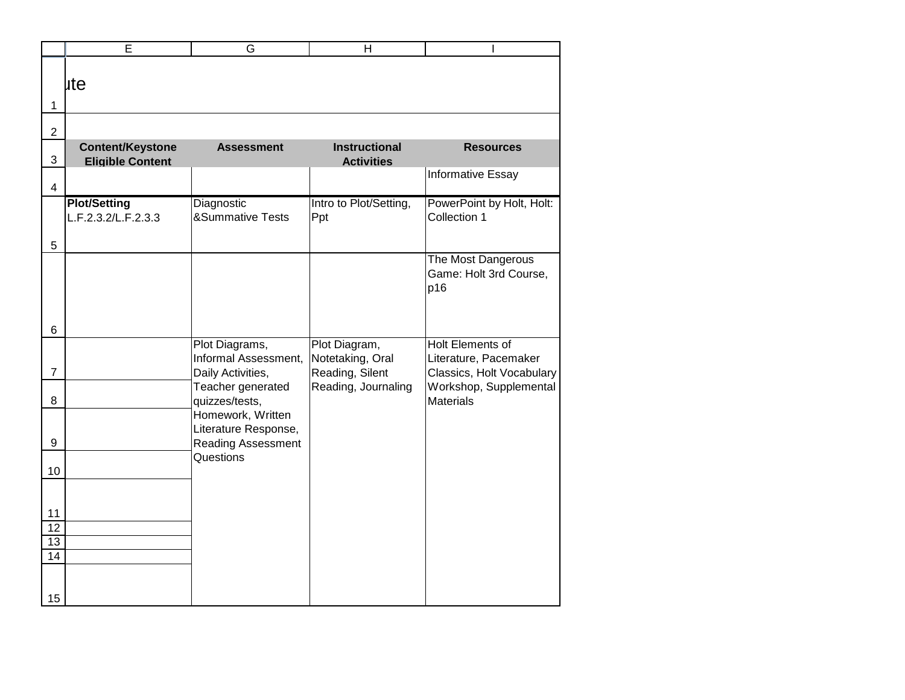ute

| Content/Keystone Eligible Content | Assessment | Instructional Activities | Resources |
|---|---|---|---|
| | | | Informative Essay |
| **Plot/Setting** L.F.2.3.2/L.F.2.3.3 | Diagnostic &Summative Tests | Intro to Plot/Setting, Ppt | PowerPoint by Holt, Holt: Collection 1 |
| | | | The Most Dangerous Game: Holt 3rd Course, p16 |
| | Plot Diagrams, Informal Assessment, Daily Activities, Teacher generated quizzes/tests, Homework, Written Literature Response, Reading Assessment Questions | Plot Diagram, Notetaking, Oral Reading, Silent Reading, Journaling | Holt Elements of Literature, Pacemaker Classics, Holt Vocabulary Workshop, Supplemental Materials |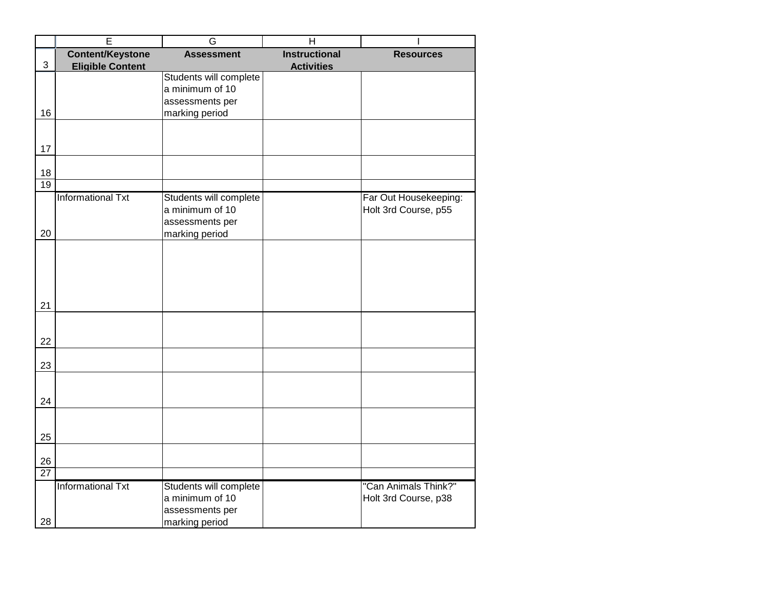| | E | G | H | I |
|---|---|---|---|---|
| 3 | **Content/Keystone Eligible Content** | **Assessment** | **Instructional Activities** | **Resources** |
| 16 | | Students will complete a minimum of 10 assessments per marking period | | |
| 17 | | | | |
| 18 | | | | |
| 19 | | | | |
| 20 | Informational Txt | Students will complete a minimum of 10 assessments per marking period | | Far Out Housekeeping: Holt 3rd Course, p55 |
| 21 | | | | |
| 22 | | | | |
| 23 | | | | |
| 24 | | | | |
| 25 | | | | |
| 26 | | | | |
| 27 | | | | |
| 28 | Informational Txt | Students will complete a minimum of 10 assessments per marking period | | "Can Animals Think?" Holt 3rd Course, p38 |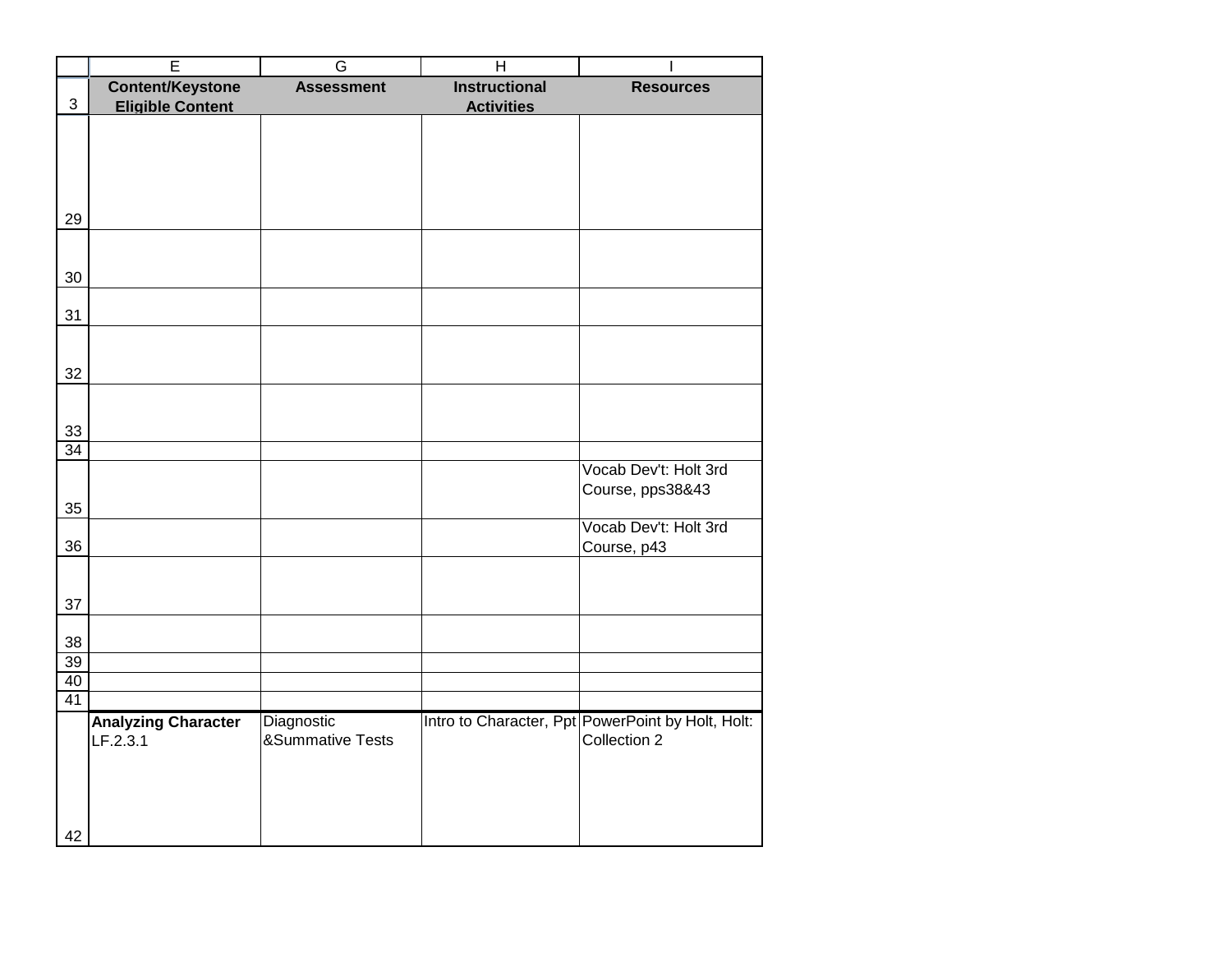| | E | G | H | I |
|---|---|---|---|---|
| 3 | **Content/Keystone Eligible Content** | **Assessment** | **Instructional Activities** | **Resources** |
| 29 | | | | |
| 30 | | | | |
| 31 | | | | |
| 32 | | | | |
| 33 | | | | |
| 34 | | | | |
| 35 | | | | Vocab Dev't: Holt 3rd Course, pps38&43 |
| 36 | | | | Vocab Dev't: Holt 3rd Course, p43 |
| 37 | | | | |
| 38 | | | | |
| 39 | | | | |
| 40 | | | | |
| 41 | | | | |
| 42 | **Analyzing Character** LF.2.3.1 | Diagnostic &Summative Tests | Intro to Character, Ppt | PowerPoint by Holt, Holt: Collection 2 |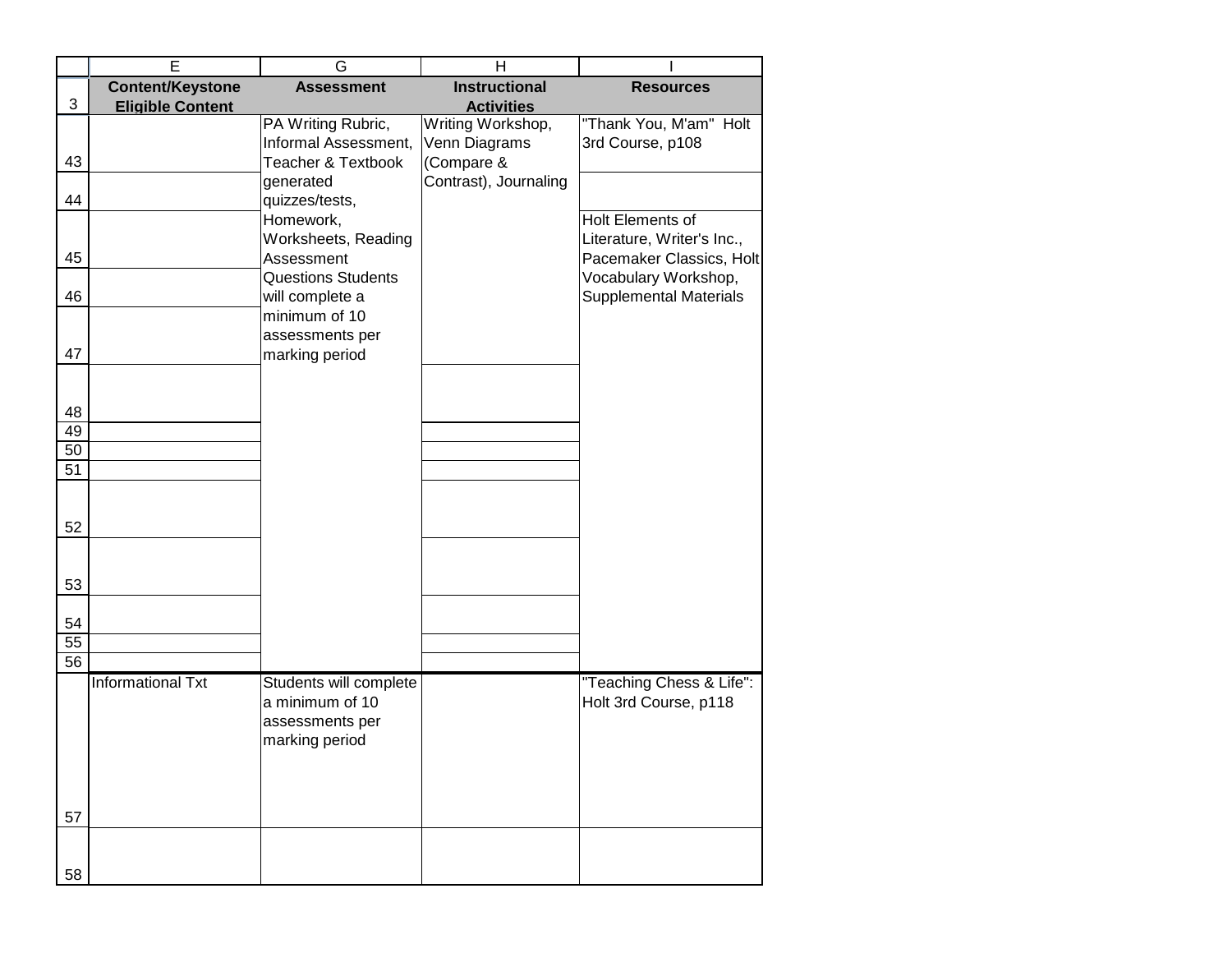| | E | G | H | I |
|---|---|---|---|---|
| 3 | **Content/Keystone Eligible Content** | **Assessment** | **Instructional Activities** | **Resources** |
| 43 | | PA Writing Rubric, Informal Assessment, Teacher & Textbook generated quizzes/tests, Homework, Worksheets, Reading Assessment Questions Students will complete a minimum of 10 assessments per marking period | Writing Workshop, Venn Diagrams (Compare & Contrast), Journaling | "Thank You, M'am" Holt 3rd Course, p108 |
| 44 | | | | |
| 45 | | | | Holt Elements of Literature, Writer's Inc., Pacemaker Classics, Holt Vocabulary Workshop, Supplemental Materials |
| 46 | | | | |
| 47 | | | | |
| 48 | | | | |
| 49 | | | | |
| 50 | | | | |
| 51 | | | | |
| 52 | | | | |
| 53 | | | | |
| 54 | | | | |
| 55 | | | | |
| 56 | | | | |
| 57 | Informational Txt | Students will complete a minimum of 10 assessments per marking period | | "Teaching Chess & Life": Holt 3rd Course, p118 |
| 58 | | | | |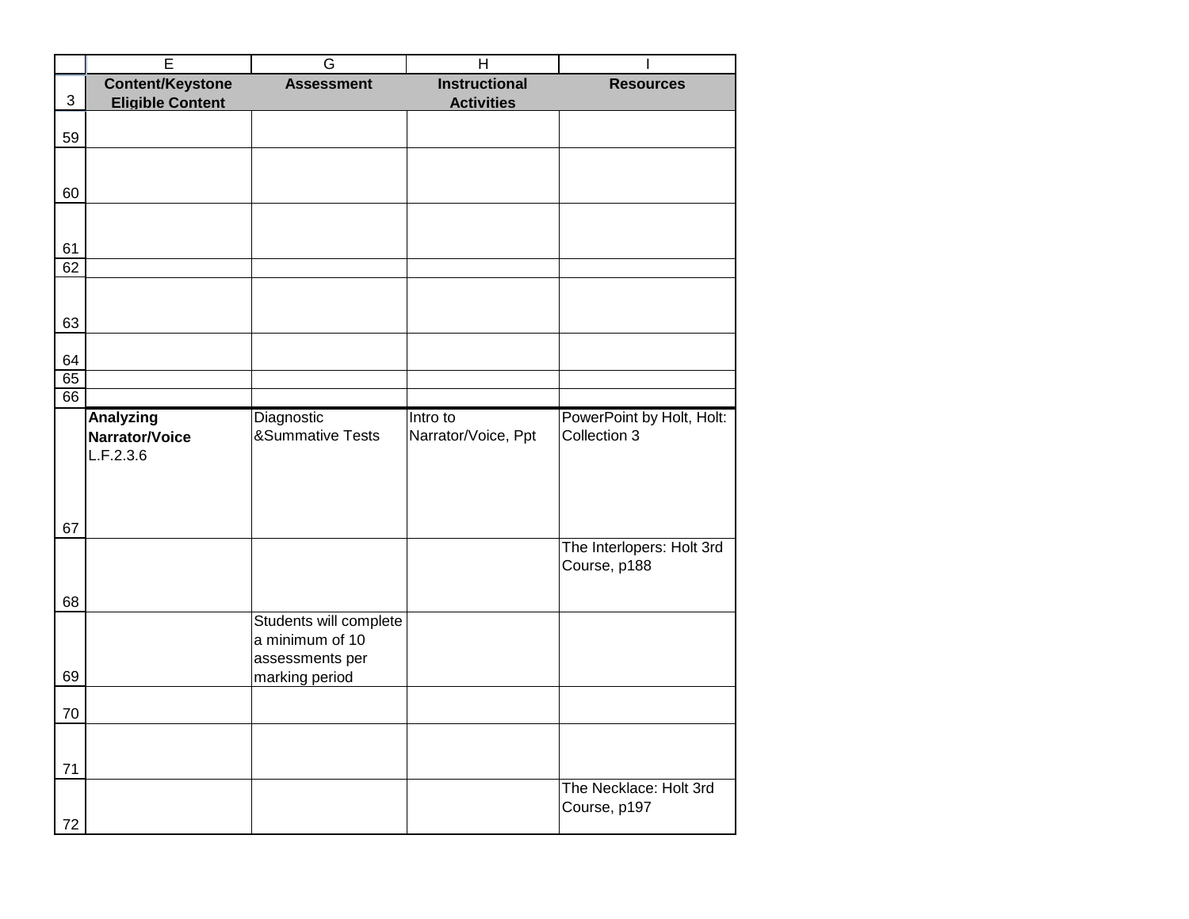| | E | G | H | I |
|---|---|---|---|---|
| 3 | **Content/Keystone Eligible Content** | **Assessment** | **Instructional Activities** | **Resources** |
| 59 | | | | |
| 60 | | | | |
| 61 | | | | |
| 62 | | | | |
| 63 | | | | |
| 64 | | | | |
| 65 | | | | |
| 66 | | | | |
| 67 | **Analyzing Narrator/Voice** L.F.2.3.6 | Diagnostic &Summative Tests | Intro to Narrator/Voice, Ppt | PowerPoint by Holt, Holt: Collection 3 |
| 68 | | | | The Interlopers: Holt 3rd Course, p188 |
| 69 | | Students will complete a minimum of 10 assessments per marking period | | |
| 70 | | | | |
| 71 | | | | |
| 72 | | | | The Necklace: Holt 3rd Course, p197 |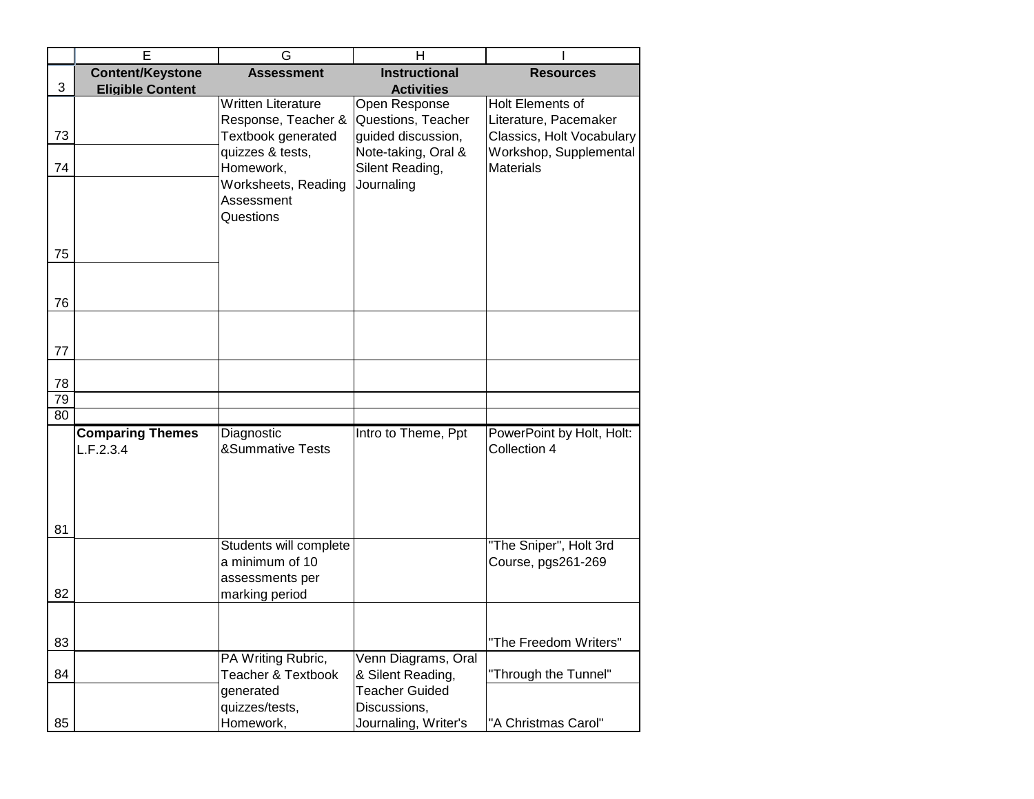| | E | G | H | I |
|---|---|---|---|---|
| 3 | **Content/Keystone Eligible Content** | **Assessment** | **Instructional Activities** | **Resources** |
| 73 | | Written Literature Response, Teacher & Textbook generated quizzes & tests, Homework, Worksheets, Reading Assessment Questions | Open Response Questions, Teacher guided discussion, Note-taking, Oral & Silent Reading, Journaling | Holt Elements of Literature, Pacemaker Classics, Holt Vocabulary Workshop, Supplemental Materials |
| 74 | | | | |
| 75 | | | | |
| 76 | | | | |
| 77 | | | | |
| 78 | | | | |
| 79 | | | | |
| 80 | | | | |
| 81 | **Comparing Themes** L.F.2.3.4 | Diagnostic &Summative Tests | Intro to Theme, Ppt | PowerPoint by Holt, Holt: Collection 4 |
| 82 | | Students will complete a minimum of 10 assessments per marking period | | "The Sniper", Holt 3rd Course, pgs261-269 |
| 83 | | | | "The Freedom Writers" |
| 84 | | PA Writing Rubric, Teacher & Textbook generated quizzes/tests, Homework, | Venn Diagrams, Oral & Silent Reading, Teacher Guided Discussions, Journaling, Writer's | "Through the Tunnel" |
| 85 | | | | "A Christmas Carol" |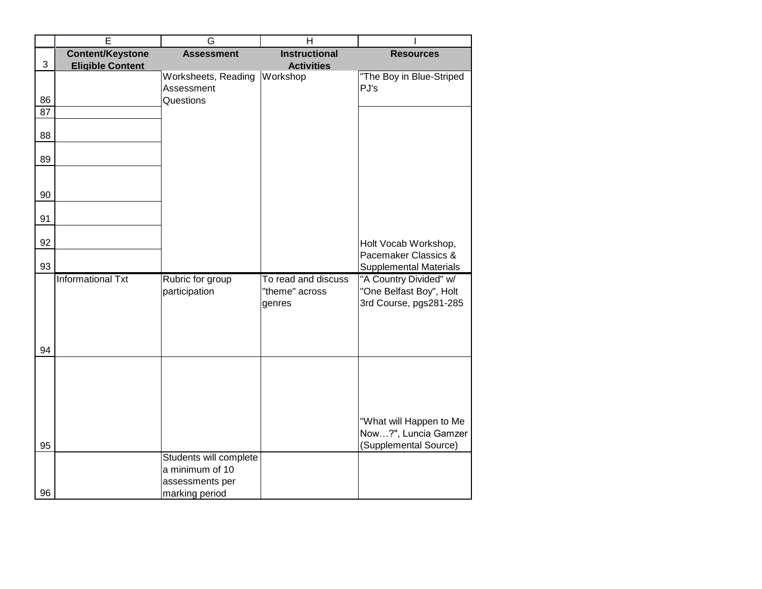|  | E | G | H | I |
|---|---|---|---|---|
| 3 | **Content/Keystone Eligible Content** | **Assessment** | **Instructional Activities** | **Resources** |
| 86 |  | Worksheets, Reading Assessment Questions | Workshop | "The Boy in Blue-Striped PJ's |
| 87 |  |  |  |  |
| 88 |  |  |  |  |
| 89 |  |  |  |  |
| 90 |  |  |  |  |
| 91 |  |  |  |  |
| 92 |  |  |  | Holt Vocab Workshop, Pacemaker Classics & Supplemental Materials |
| 93 |  |  |  |  |
| 94 | Informational Txt | Rubric for group participation | To read and discuss "theme" across genres | "A Country Divided" w/ "One Belfast Boy", Holt 3rd Course, pgs281-285 |
| 95 |  |  |  | "What will Happen to Me Now…?", Luncia Gamzer (Supplemental Source) |
| 96 |  | Students will complete a minimum of 10 assessments per marking period |  |  |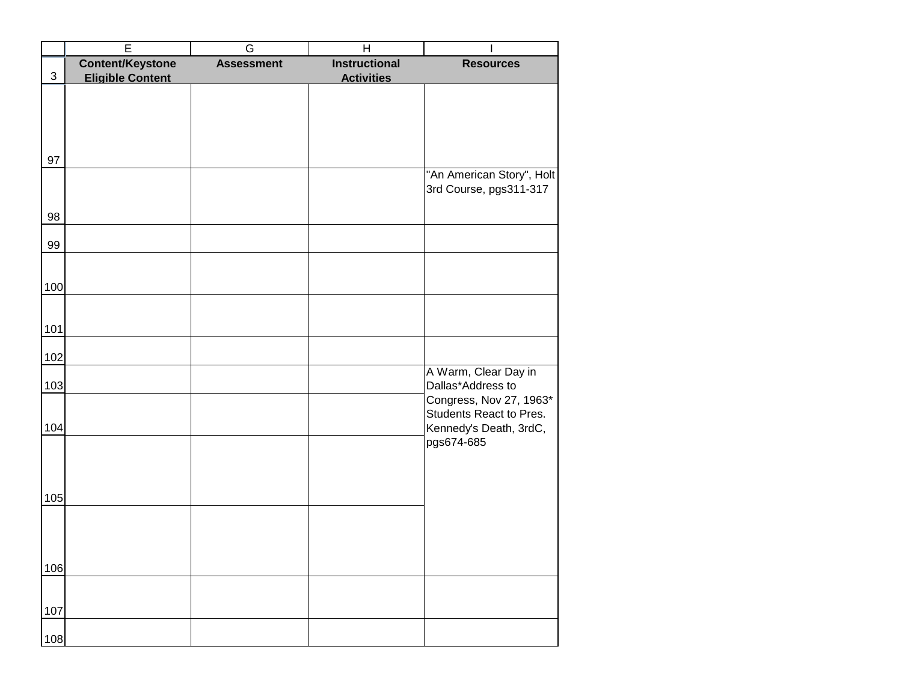| | E | G | H | I |
|---|---|---|---|---|
| 3 | **Content/Keystone Eligible Content** | **Assessment** | **Instructional Activities** | **Resources** |
| 97 | | | | |
| 98 | | | | "An American Story", Holt 3rd Course, pgs311-317 |
| 99 | | | | |
| 100 | | | | |
| 101 | | | | |
| 102 | | | | |
| 103 | | | | A Warm, Clear Day in Dallas*Address to Congress, Nov 27, 1963* Students React to Pres. Kennedy's Death, 3rdC, pgs674-685 |
| 104 | | | | |
| 105 | | | | |
| 106 | | | | |
| 107 | | | | |
| 108 | | | | |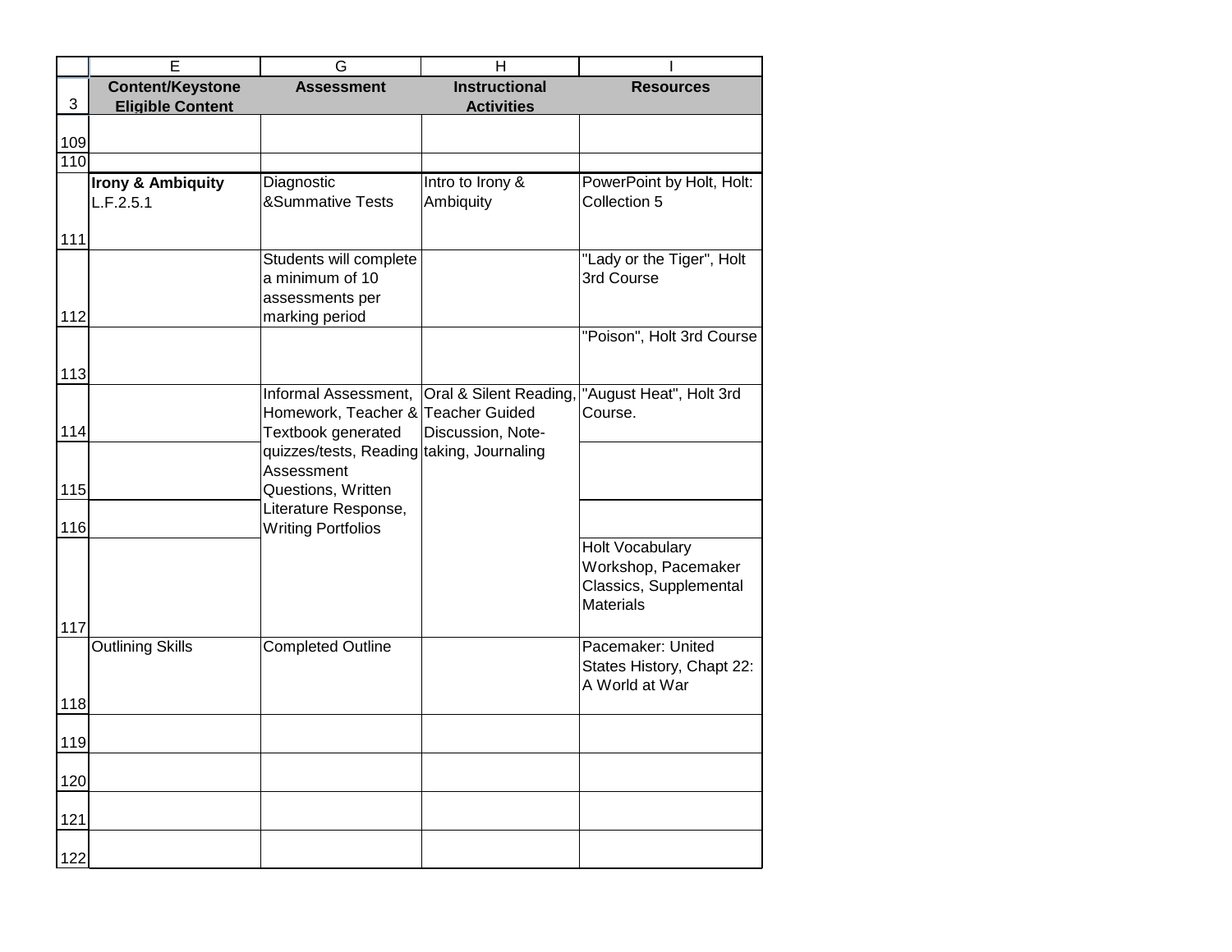| 3 | Content/Keystone Eligible Content | Assessment | Instructional Activities | Resources |
|---|---|---|---|---|
| 109 | | | | |
| 110 | | | | |
| 111 | **Irony & Ambiquity** L.F.2.5.1 | Diagnostic &Summative Tests | Intro to Irony & Ambiquity | PowerPoint by Holt, Holt: Collection 5 |
| 112 | | Students will complete a minimum of 10 assessments per marking period | | "Lady or the Tiger", Holt 3rd Course |
| 113 | | | | "Poison", Holt 3rd Course |
| 114 | | Informal Assessment, Homework, Teacher & Textbook generated quizzes/tests, Reading Assessment Questions, Written Literature Response, Writing Portfolios | Oral & Silent Reading, Teacher Guided Discussion, Note-taking, Journaling | "August Heat", Holt 3rd Course. |
| 115 | | | | |
| 116 | | | | |
| 117 | | | | Holt Vocabulary Workshop, Pacemaker Classics, Supplemental Materials |
| 118 | Outlining Skills | Completed Outline | | Pacemaker: United States History, Chapt 22: A World at War |
| 119 | | | | |
| 120 | | | | |
| 121 | | | | |
| 122 | | | | |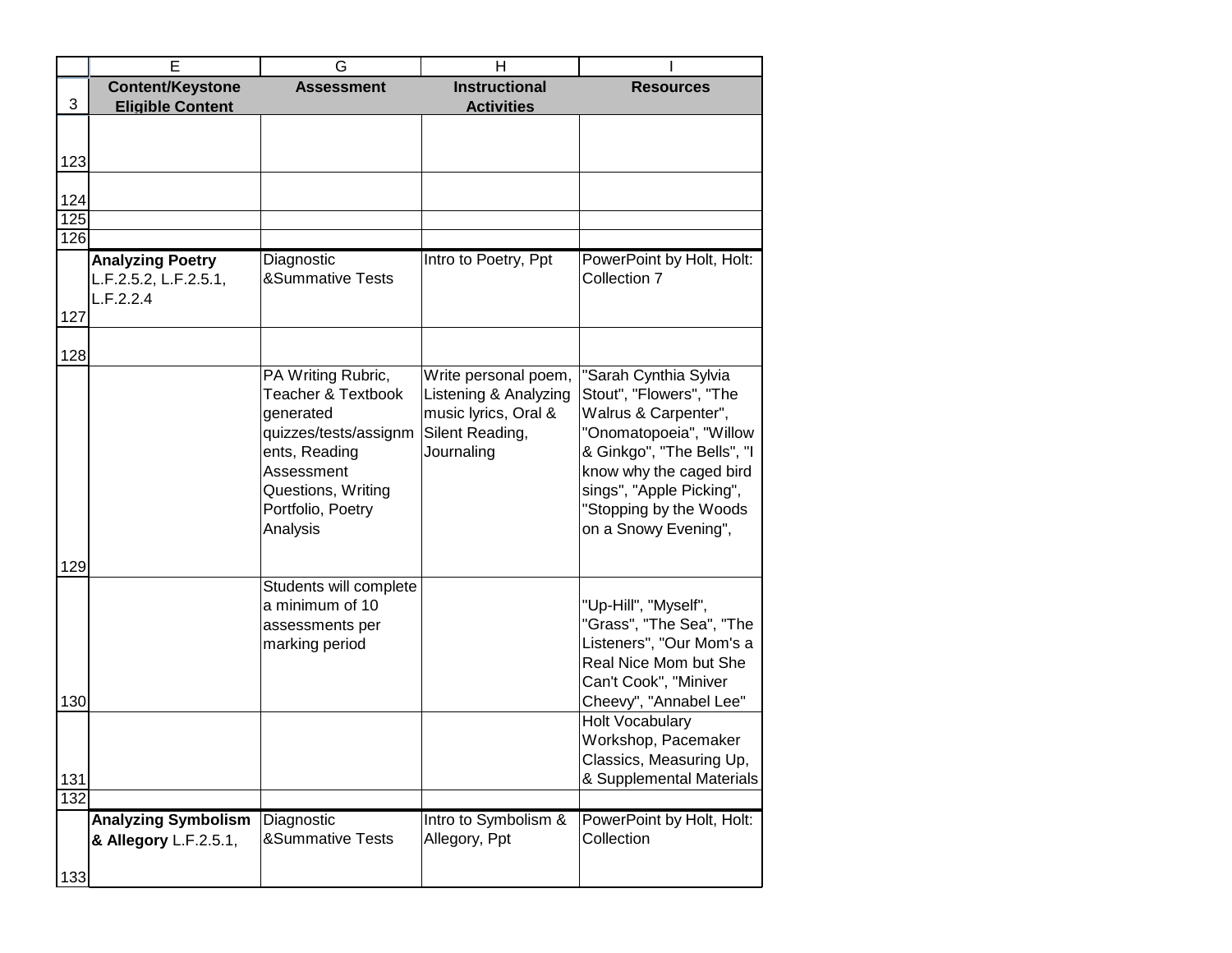|  | E | G | H | I |
|---|---|---|---|---|
| 3 | **Content/Keystone Eligible Content** | **Assessment** | **Instructional Activities** | **Resources** |
| 123 |  |  |  |  |
| 124 |  |  |  |  |
| 125 |  |  |  |  |
| 126 |  |  |  |  |
| 127 | **Analyzing Poetry** L.F.2.5.2, L.F.2.5.1, L.F.2.2.4 | Diagnostic &Summative Tests | Intro to Poetry, Ppt | PowerPoint by Holt, Holt: Collection 7 |
| 128 |  |  |  |  |
| 129 |  | PA Writing Rubric, Teacher & Textbook generated quizzes/tests/assignments, Reading Assessment Questions, Writing Portfolio, Poetry Analysis | Write personal poem, Listening & Analyzing music lyrics, Oral & Silent Reading, Journaling | "Sarah Cynthia Sylvia Stout", "Flowers", "The Walrus & Carpenter", "Onomatopoeia", "Willow & Ginkgo", "The Bells", "I know why the caged bird sings", "Apple Picking", "Stopping by the Woods on a Snowy Evening", |
| 130 |  | Students will complete a minimum of 10 assessments per marking period |  | "Up-Hill", "Myself", "Grass", "The Sea", "The Listeners", "Our Mom's a Real Nice Mom but She Can't Cook", "Miniver Cheevy", "Annabel Lee" |
| 131 |  |  |  | Holt Vocabulary Workshop, Pacemaker Classics, Measuring Up, & Supplemental Materials |
| 132 |  |  |  |  |
| 133 | **Analyzing Symbolism & Allegory** L.F.2.5.1, | Diagnostic &Summative Tests | Intro to Symbolism & Allegory, Ppt | PowerPoint by Holt, Holt: Collection |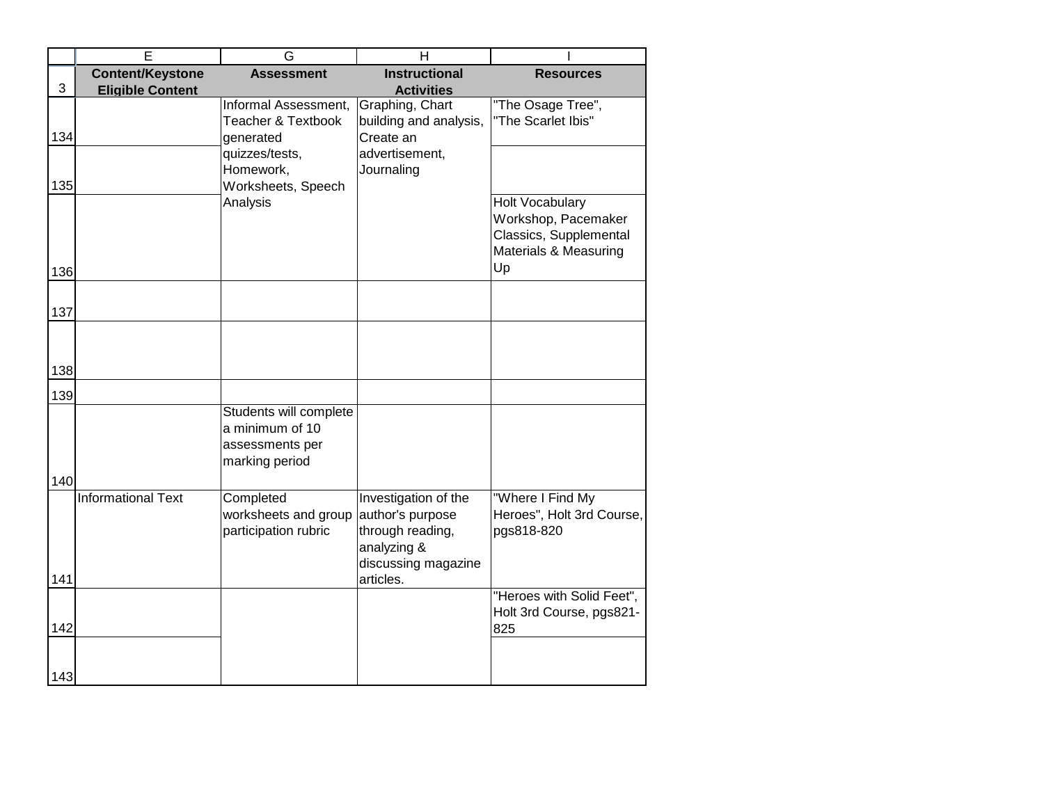| | E | G | H | I |
|---|---|---|---|---|
| 3 | **Content/Keystone Eligible Content** | **Assessment** | **Instructional Activities** | **Resources** |
| 134 | | Informal Assessment, Teacher & Textbook generated quizzes/tests, Homework, Worksheets, Speech Analysis | Graphing, Chart building and analysis, Create an advertisement, Journaling | "The Osage Tree", "The Scarlet Ibis" |
| 135 | | | | |
| 136 | | | | Holt Vocabulary Workshop, Pacemaker Classics, Supplemental Materials & Measuring Up |
| 137 | | | | |
| 138 | | | | |
| 139 | | | | |
| 140 | | Students will complete a minimum of 10 assessments per marking period | | |
| 141 | Informational Text | Completed worksheets and group participation rubric | Investigation of the author's purpose through reading, analyzing & discussing magazine articles. | "Where I Find My Heroes", Holt 3rd Course, pgs818-820 |
| 142 | | | | "Heroes with Solid Feet", Holt 3rd Course, pgs821-825 |
| 143 | | | | |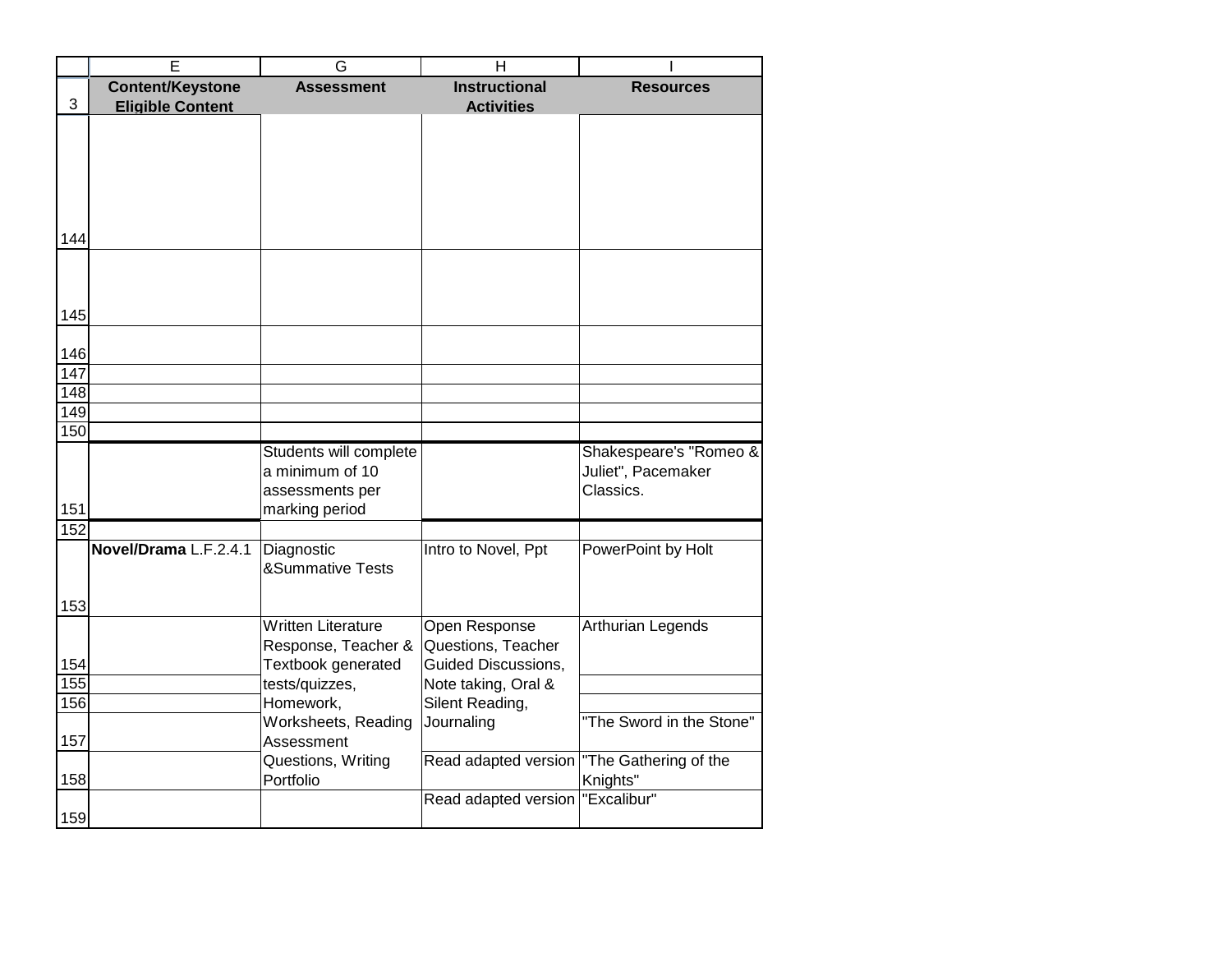| | E | G | H | I |
|---|---|---|---|---|
| 3 | **Content/Keystone Eligible Content** | **Assessment** | **Instructional Activities** | **Resources** |
| 144 | | | | |
| 145 | | | | |
| 146 | | | | |
| 147 | | | | |
| 148 | | | | |
| 149 | | | | |
| 150 | | | | |
| 151 | | Students will complete a minimum of 10 assessments per marking period | | Shakespeare's "Romeo & Juliet", Pacemaker Classics. |
| 152 | | | | |
| 153 | **Novel/Drama** L.F.2.4.1 | Diagnostic &Summative Tests | Intro to Novel, Ppt | PowerPoint by Holt |
| 154 | | Written Literature Response, Teacher & Textbook generated tests/quizzes, Homework, Worksheets, Reading Assessment Questions, Writing Portfolio | Open Response Questions, Teacher Guided Discussions, Note taking, Oral & Silent Reading, Journaling | Arthurian Legends |
| 155 | | | | |
| 156 | | | | |
| 157 | | | | "The Sword in the Stone" |
| 158 | | | Read adapted version | "The Gathering of the Knights" |
| 159 | | | Read adapted version | "Excalibur" |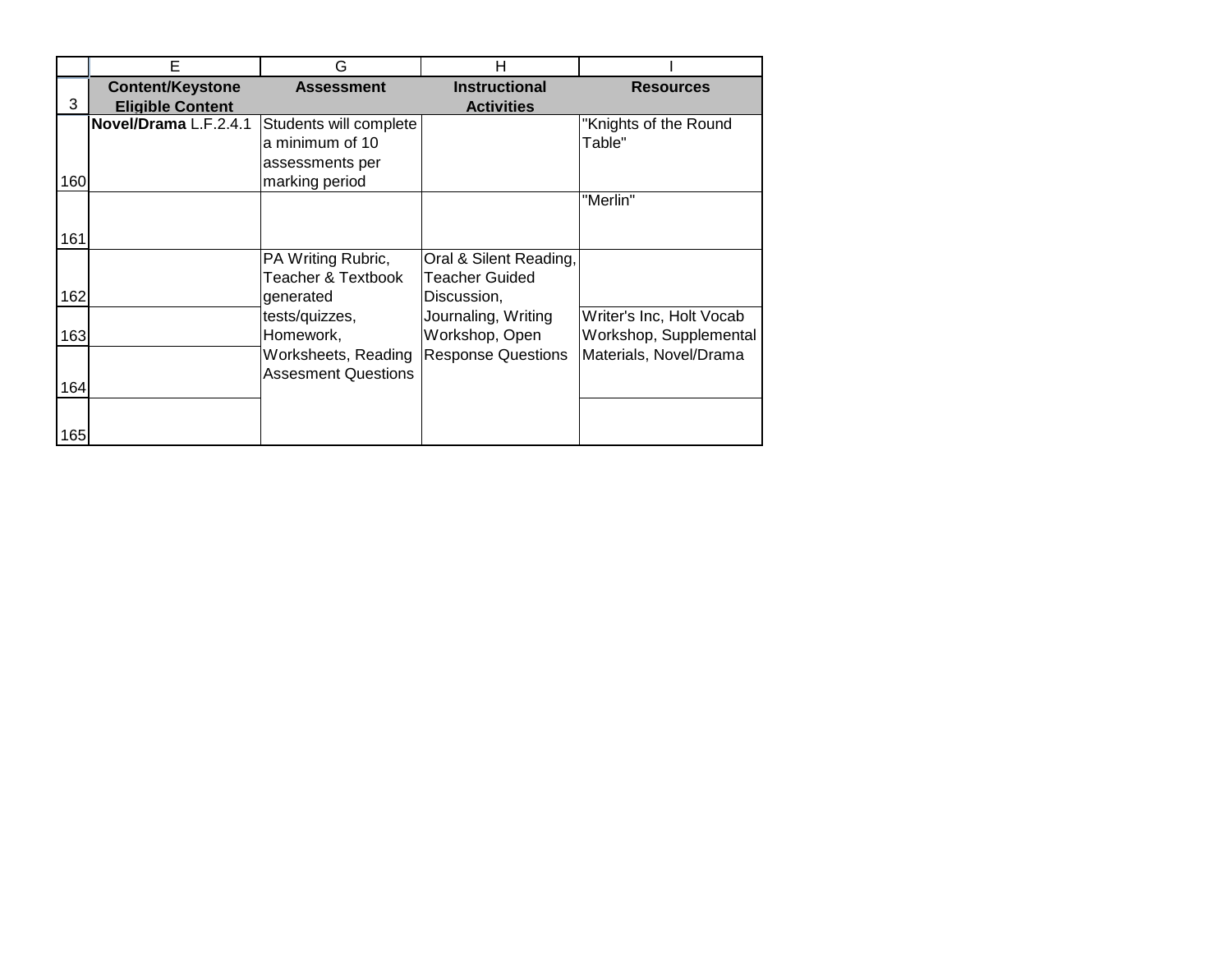| | E | G | H | I |
|---|---|---|---|---|
| 3 | **Content/Keystone Eligible Content** | **Assessment** | **Instructional Activities** | **Resources** |
| 160 | **Novel/Drama** L.F.2.4.1 | Students will complete a minimum of 10 assessments per marking period | | "Knights of the Round Table" |
| 161 | | | | "Merlin" |
| 162 | | PA Writing Rubric, Teacher & Textbook generated tests/quizzes, Homework, Worksheets, Reading Assesment Questions | Oral & Silent Reading, Teacher Guided Discussion, Journaling, Writing Workshop, Open Response Questions | |
| 163 | | | | Writer's Inc, Holt Vocab Workshop, Supplemental Materials, Novel/Drama |
| 164 | | | | |
| 165 | | | | |